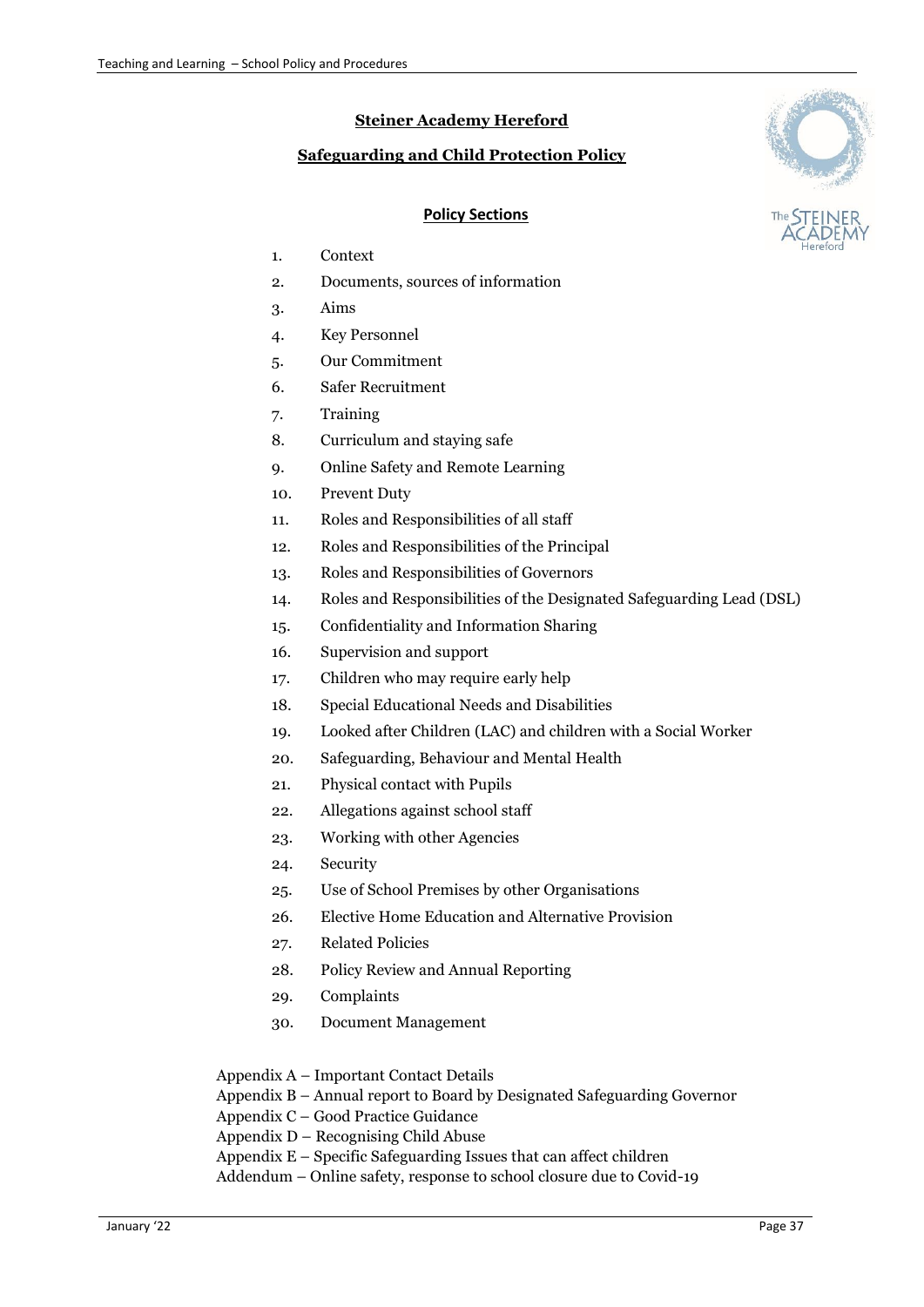# Steiner Academy Hereford

## Safeguarding and Child Protection Policy

### Policy Sections

1. Context
2. Documents, sources of information
3. Aims
4. Key Personnel
5. Our Commitment
6. Safer Recruitment
7. Training
8. Curriculum and staying safe
9. Online Safety and Remote Learning
10. Prevent Duty
11. Roles and Responsibilities of all staff
12. Roles and Responsibilities of the Principal
13. Roles and Responsibilities of Governors
14. Roles and Responsibilities of the Designated Safeguarding Lead (DSL)
15. Confidentiality and Information Sharing
16. Supervision and support
17. Children who may require early help
18. Special Educational Needs and Disabilities
19. Looked after Children (LAC) and children with a Social Worker
20. Safeguarding, Behaviour and Mental Health
21. Physical contact with Pupils
22. Allegations against school staff
23. Working with other Agencies
24. Security
25. Use of School Premises by other Organisations
26. Elective Home Education and Alternative Provision
27. Related Policies
28. Policy Review and Annual Reporting
29. Complaints
30. Document Management

Appendix A – Important Contact Details
Appendix B – Annual report to Board by Designated Safeguarding Governor
Appendix C – Good Practice Guidance
Appendix D – Recognising Child Abuse
Appendix E – Specific Safeguarding Issues that can affect children
Addendum – Online safety, response to school closure due to Covid-19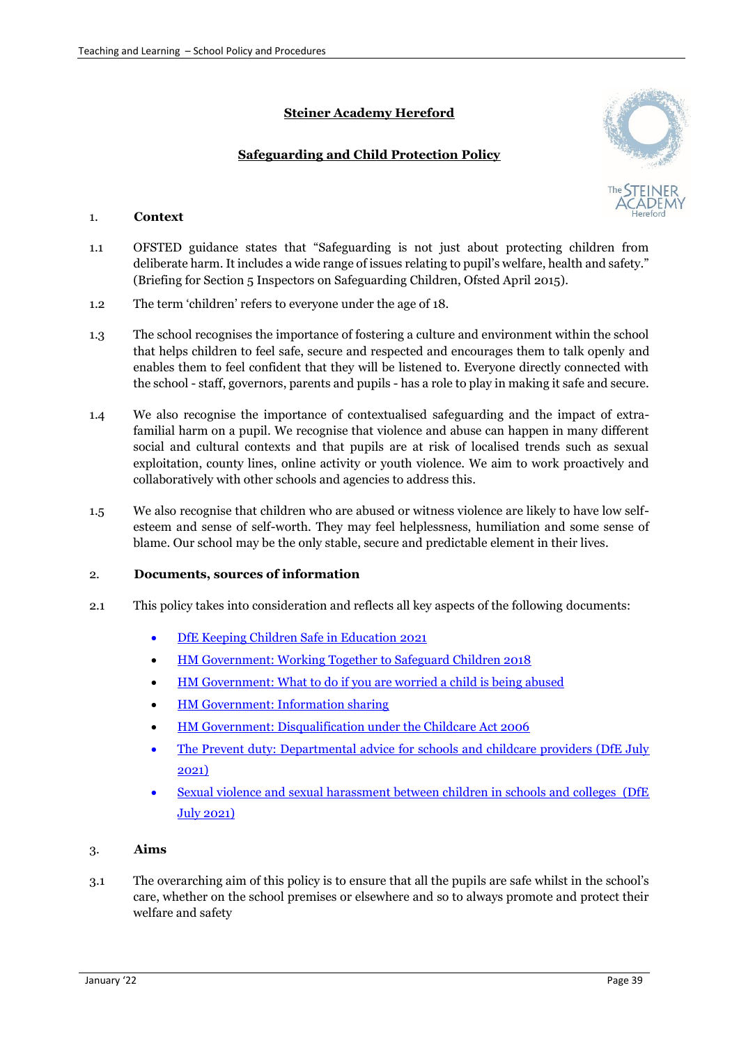# Steiner Academy Hereford

## Safeguarding and Child Protection Policy

### 1. Context

1.1 OFSTED guidance states that "Safeguarding is not just about protecting children from deliberate harm. It includes a wide range of issues relating to pupil's welfare, health and safety." (Briefing for Section 5 Inspectors on Safeguarding Children, Ofsted April 2015).

1.2 The term 'children' refers to everyone under the age of 18.

1.3 The school recognises the importance of fostering a culture and environment within the school that helps children to feel safe, secure and respected and encourages them to talk openly and enables them to feel confident that they will be listened to. Everyone directly connected with the school - staff, governors, parents and pupils - has a role to play in making it safe and secure.

1.4 We also recognise the importance of contextualised safeguarding and the impact of extra-familial harm on a pupil. We recognise that violence and abuse can happen in many different social and cultural contexts and that pupils are at risk of localised trends such as sexual exploitation, county lines, online activity or youth violence. We aim to work proactively and collaboratively with other schools and agencies to address this.

1.5 We also recognise that children who are abused or witness violence are likely to have low self-esteem and sense of self-worth. They may feel helplessness, humiliation and some sense of blame. Our school may be the only stable, secure and predictable element in their lives.

### 2. Documents, sources of information

2.1 This policy takes into consideration and reflects all key aspects of the following documents:

- DfE Keeping Children Safe in Education 2021
- HM Government: Working Together to Safeguard Children 2018
- HM Government: What to do if you are worried a child is being abused
- HM Government: Information sharing
- HM Government: Disqualification under the Childcare Act 2006
- The Prevent duty: Departmental advice for schools and childcare providers (DfE July 2021)
- Sexual violence and sexual harassment between children in schools and colleges (DfE July 2021)

### 3. Aims

3.1 The overarching aim of this policy is to ensure that all the pupils are safe whilst in the school's care, whether on the school premises or elsewhere and so to always promote and protect their welfare and safety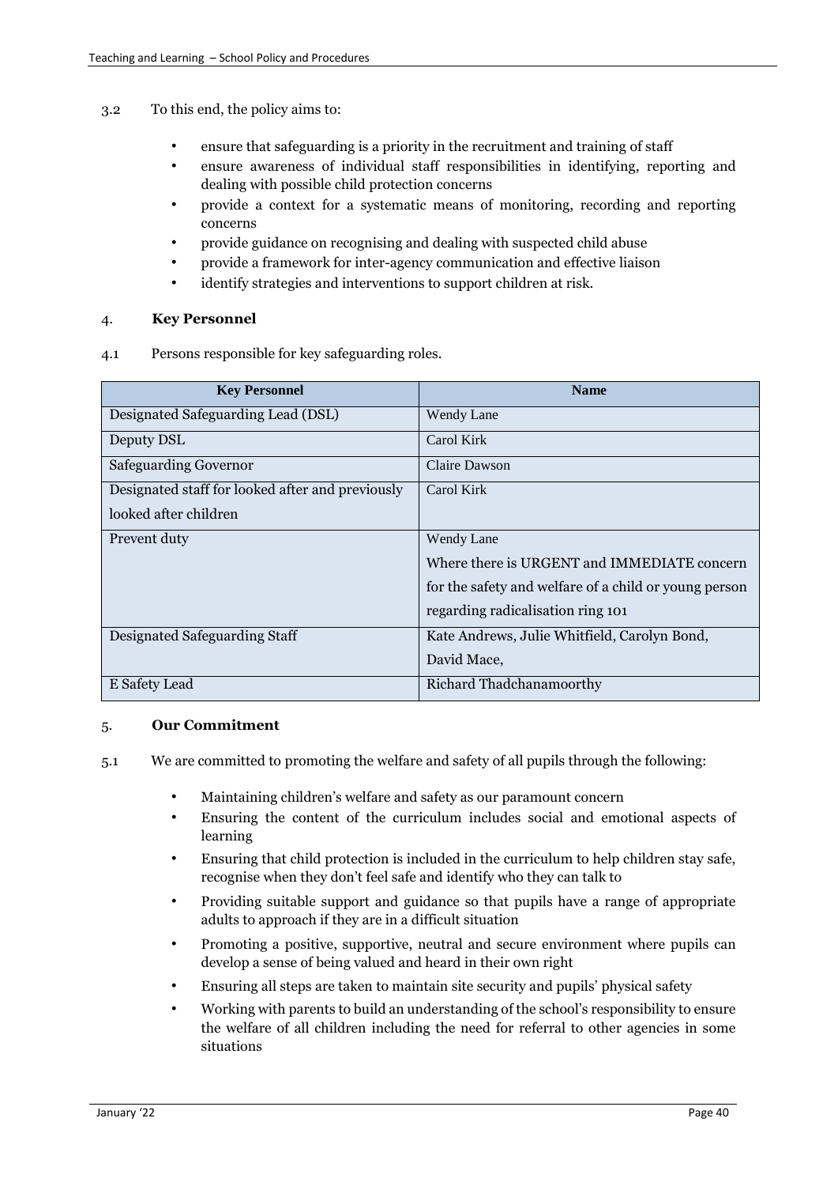3.2 To this end, the policy aims to:

- ensure that safeguarding is a priority in the recruitment and training of staff
- ensure awareness of individual staff responsibilities in identifying, reporting and dealing with possible child protection concerns
- provide a context for a systematic means of monitoring, recording and reporting concerns
- provide guidance on recognising and dealing with suspected child abuse
- provide a framework for inter-agency communication and effective liaison
- identify strategies and interventions to support children at risk.

## 4. Key Personnel

4.1 Persons responsible for key safeguarding roles.

| Key Personnel | Name |
| --- | --- |
| Designated Safeguarding Lead (DSL) | Wendy Lane |
| Deputy DSL | Carol Kirk |
| Safeguarding Governor | Claire Dawson |
| Designated staff for looked after and previously looked after children | Carol Kirk |
| Prevent duty | Wendy Lane<br>Where there is URGENT and IMMEDIATE concern for the safety and welfare of a child or young person regarding radicalisation ring 101 |
| Designated Safeguarding Staff | Kate Andrews, Julie Whitfield, Carolyn Bond, David Mace, |
| E Safety Lead | Richard Thadchanamoorthy |

## 5. Our Commitment

5.1 We are committed to promoting the welfare and safety of all pupils through the following:

- Maintaining children's welfare and safety as our paramount concern
- Ensuring the content of the curriculum includes social and emotional aspects of learning
- Ensuring that child protection is included in the curriculum to help children stay safe, recognise when they don't feel safe and identify who they can talk to
- Providing suitable support and guidance so that pupils have a range of appropriate adults to approach if they are in a difficult situation
- Promoting a positive, supportive, neutral and secure environment where pupils can develop a sense of being valued and heard in their own right
- Ensuring all steps are taken to maintain site security and pupils' physical safety
- Working with parents to build an understanding of the school's responsibility to ensure the welfare of all children including the need for referral to other agencies in some situations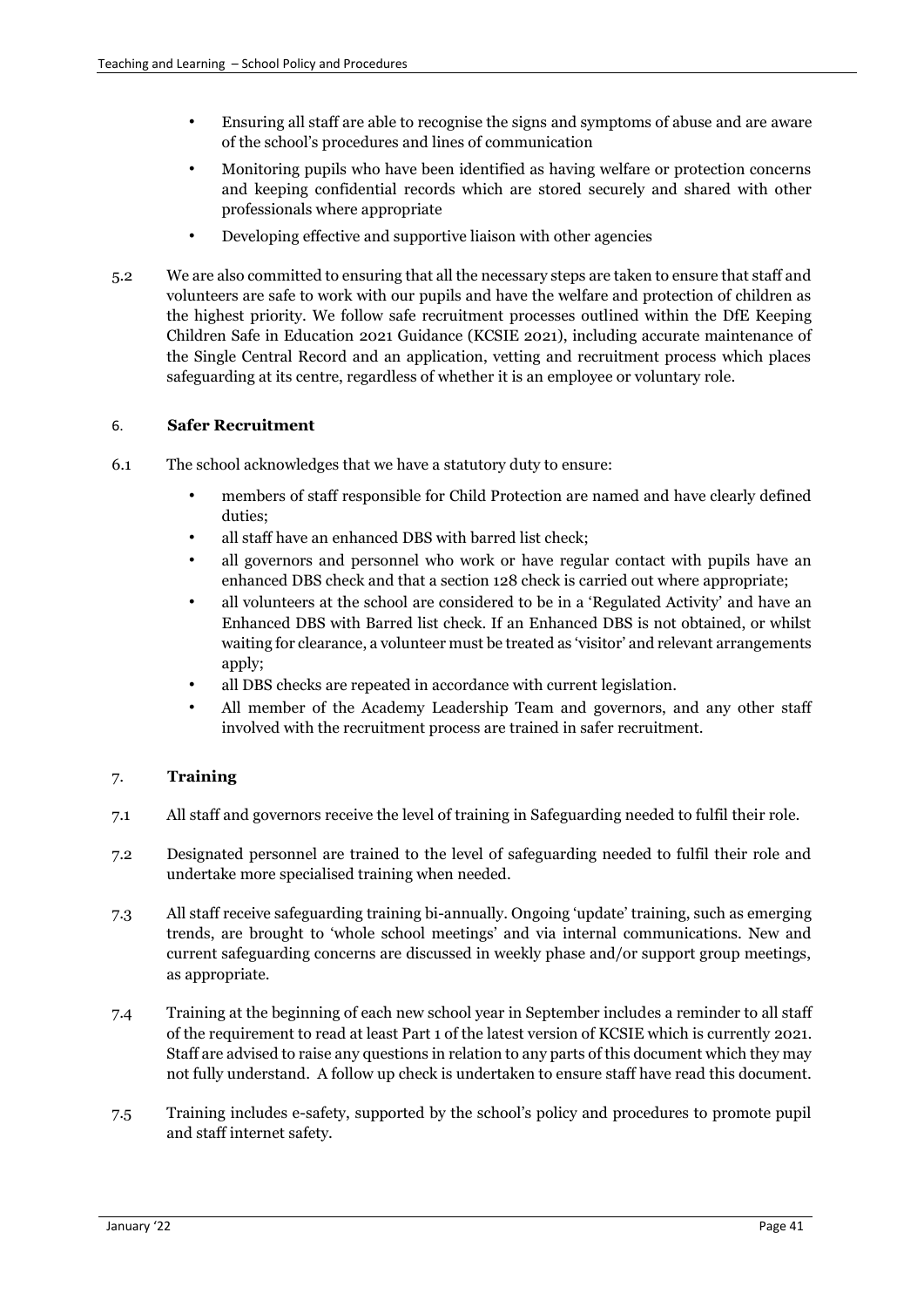- Ensuring all staff are able to recognise the signs and symptoms of abuse and are aware of the school's procedures and lines of communication
- Monitoring pupils who have been identified as having welfare or protection concerns and keeping confidential records which are stored securely and shared with other professionals where appropriate
- Developing effective and supportive liaison with other agencies

5.2 We are also committed to ensuring that all the necessary steps are taken to ensure that staff and volunteers are safe to work with our pupils and have the welfare and protection of children as the highest priority. We follow safe recruitment processes outlined within the DfE Keeping Children Safe in Education 2021 Guidance (KCSIE 2021), including accurate maintenance of the Single Central Record and an application, vetting and recruitment process which places safeguarding at its centre, regardless of whether it is an employee or voluntary role.

## 6. **Safer Recruitment**

6.1 The school acknowledges that we have a statutory duty to ensure:

- members of staff responsible for Child Protection are named and have clearly defined duties;
- all staff have an enhanced DBS with barred list check;
- all governors and personnel who work or have regular contact with pupils have an enhanced DBS check and that a section 128 check is carried out where appropriate;
- all volunteers at the school are considered to be in a 'Regulated Activity' and have an Enhanced DBS with Barred list check. If an Enhanced DBS is not obtained, or whilst waiting for clearance, a volunteer must be treated as 'visitor' and relevant arrangements apply;
- all DBS checks are repeated in accordance with current legislation.
- All member of the Academy Leadership Team and governors, and any other staff involved with the recruitment process are trained in safer recruitment.

## 7. **Training**

7.1 All staff and governors receive the level of training in Safeguarding needed to fulfil their role.

7.2 Designated personnel are trained to the level of safeguarding needed to fulfil their role and undertake more specialised training when needed.

7.3 All staff receive safeguarding training bi-annually. Ongoing 'update' training, such as emerging trends, are brought to 'whole school meetings' and via internal communications. New and current safeguarding concerns are discussed in weekly phase and/or support group meetings, as appropriate.

7.4 Training at the beginning of each new school year in September includes a reminder to all staff of the requirement to read at least Part 1 of the latest version of KCSIE which is currently 2021. Staff are advised to raise any questions in relation to any parts of this document which they may not fully understand. A follow up check is undertaken to ensure staff have read this document.

7.5 Training includes e-safety, supported by the school's policy and procedures to promote pupil and staff internet safety.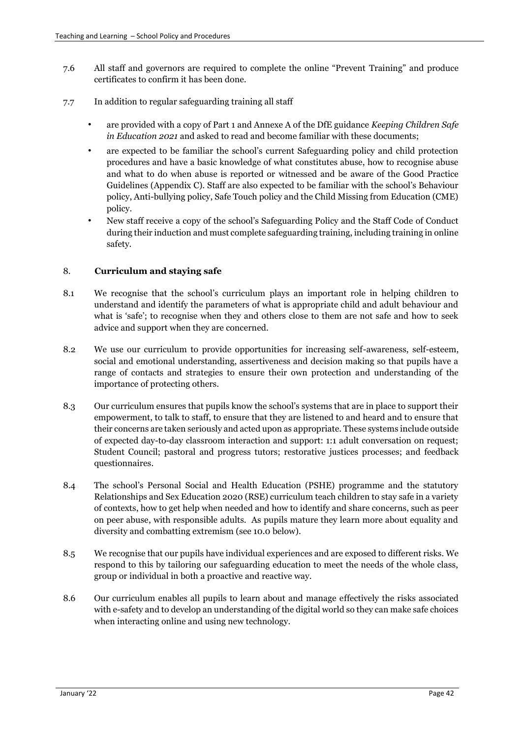7.6 All staff and governors are required to complete the online "Prevent Training" and produce certificates to confirm it has been done.

7.7 In addition to regular safeguarding training all staff

- are provided with a copy of Part 1 and Annexe A of the DfE guidance *Keeping Children Safe in Education 2021* and asked to read and become familiar with these documents;
- are expected to be familiar the school's current Safeguarding policy and child protection procedures and have a basic knowledge of what constitutes abuse, how to recognise abuse and what to do when abuse is reported or witnessed and be aware of the Good Practice Guidelines (Appendix C). Staff are also expected to be familiar with the school's Behaviour policy, Anti-bullying policy, Safe Touch policy and the Child Missing from Education (CME) policy.
- New staff receive a copy of the school's Safeguarding Policy and the Staff Code of Conduct during their induction and must complete safeguarding training, including training in online safety.

## 8. Curriculum and staying safe

8.1 We recognise that the school's curriculum plays an important role in helping children to understand and identify the parameters of what is appropriate child and adult behaviour and what is 'safe'; to recognise when they and others close to them are not safe and how to seek advice and support when they are concerned.

8.2 We use our curriculum to provide opportunities for increasing self-awareness, self-esteem, social and emotional understanding, assertiveness and decision making so that pupils have a range of contacts and strategies to ensure their own protection and understanding of the importance of protecting others.

8.3 Our curriculum ensures that pupils know the school's systems that are in place to support their empowerment, to talk to staff, to ensure that they are listened to and heard and to ensure that their concerns are taken seriously and acted upon as appropriate. These systems include outside of expected day-to-day classroom interaction and support: 1:1 adult conversation on request; Student Council; pastoral and progress tutors; restorative justices processes; and feedback questionnaires.

8.4 The school's Personal Social and Health Education (PSHE) programme and the statutory Relationships and Sex Education 2020 (RSE) curriculum teach children to stay safe in a variety of contexts, how to get help when needed and how to identify and share concerns, such as peer on peer abuse, with responsible adults. As pupils mature they learn more about equality and diversity and combatting extremism (see 10.0 below).

8.5 We recognise that our pupils have individual experiences and are exposed to different risks. We respond to this by tailoring our safeguarding education to meet the needs of the whole class, group or individual in both a proactive and reactive way.

8.6 Our curriculum enables all pupils to learn about and manage effectively the risks associated with e-safety and to develop an understanding of the digital world so they can make safe choices when interacting online and using new technology.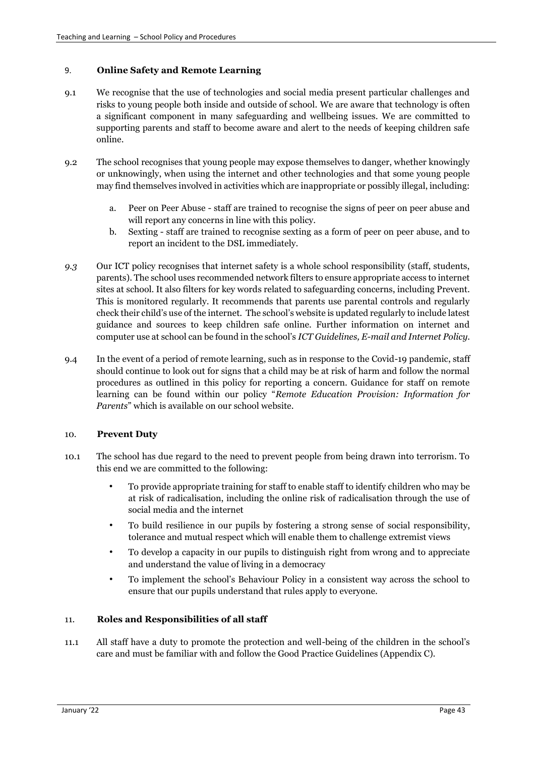## 9. **Online Safety and Remote Learning**

9.1 We recognise that the use of technologies and social media present particular challenges and risks to young people both inside and outside of school. We are aware that technology is often a significant component in many safeguarding and wellbeing issues. We are committed to supporting parents and staff to become aware and alert to the needs of keeping children safe online.

9.2 The school recognises that young people may expose themselves to danger, whether knowingly or unknowingly, when using the internet and other technologies and that some young people may find themselves involved in activities which are inappropriate or possibly illegal, including:

a. Peer on Peer Abuse - staff are trained to recognise the signs of peer on peer abuse and will report any concerns in line with this policy.

b. Sexting - staff are trained to recognise sexting as a form of peer on peer abuse, and to report an incident to the DSL immediately.

*9.3* Our ICT policy recognises that internet safety is a whole school responsibility (staff, students, parents). The school uses recommended network filters to ensure appropriate access to internet sites at school. It also filters for key words related to safeguarding concerns, including Prevent. This is monitored regularly. It recommends that parents use parental controls and regularly check their child's use of the internet. The school's website is updated regularly to include latest guidance and sources to keep children safe online. Further information on internet and computer use at school can be found in the school's *ICT Guidelines, E-mail and Internet Policy.*

9.4 In the event of a period of remote learning, such as in response to the Covid-19 pandemic, staff should continue to look out for signs that a child may be at risk of harm and follow the normal procedures as outlined in this policy for reporting a concern. Guidance for staff on remote learning can be found within our policy "*Remote Education Provision: Information for Parents*" which is available on our school website.

## 10. **Prevent Duty**

10.1 The school has due regard to the need to prevent people from being drawn into terrorism. To this end we are committed to the following:

- To provide appropriate training for staff to enable staff to identify children who may be at risk of radicalisation, including the online risk of radicalisation through the use of social media and the internet
- To build resilience in our pupils by fostering a strong sense of social responsibility, tolerance and mutual respect which will enable them to challenge extremist views
- To develop a capacity in our pupils to distinguish right from wrong and to appreciate and understand the value of living in a democracy
- To implement the school's Behaviour Policy in a consistent way across the school to ensure that our pupils understand that rules apply to everyone.

## 11. **Roles and Responsibilities of all staff**

11.1 All staff have a duty to promote the protection and well-being of the children in the school's care and must be familiar with and follow the Good Practice Guidelines (Appendix C).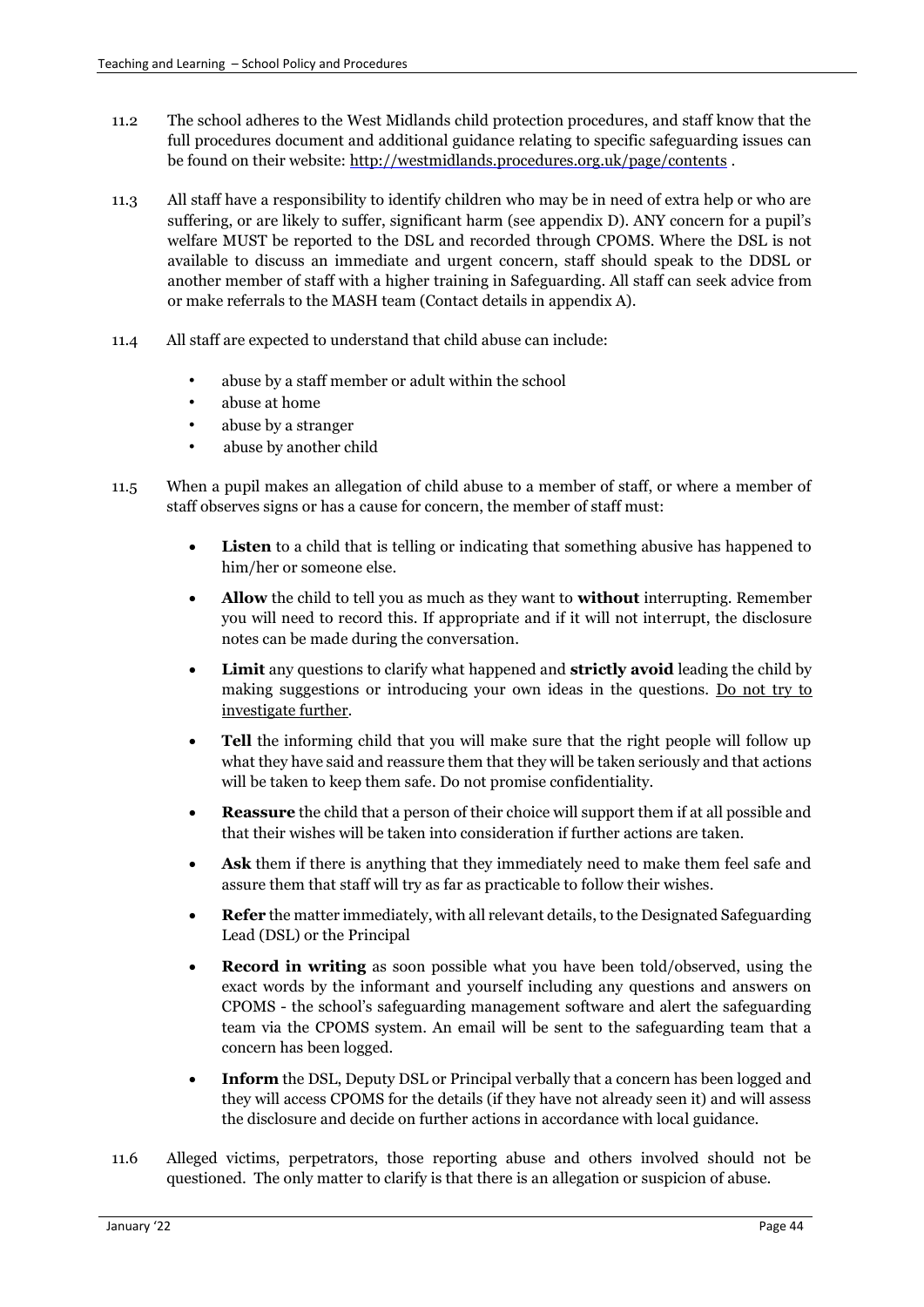11.2 The school adheres to the West Midlands child protection procedures, and staff know that the full procedures document and additional guidance relating to specific safeguarding issues can be found on their website: http://westmidlands.procedures.org.uk/page/contents .

11.3 All staff have a responsibility to identify children who may be in need of extra help or who are suffering, or are likely to suffer, significant harm (see appendix D). ANY concern for a pupil's welfare MUST be reported to the DSL and recorded through CPOMS. Where the DSL is not available to discuss an immediate and urgent concern, staff should speak to the DDSL or another member of staff with a higher training in Safeguarding. All staff can seek advice from or make referrals to the MASH team (Contact details in appendix A).

11.4 All staff are expected to understand that child abuse can include:

- abuse by a staff member or adult within the school
- abuse at home
- abuse by a stranger
- abuse by another child

11.5 When a pupil makes an allegation of child abuse to a member of staff, or where a member of staff observes signs or has a cause for concern, the member of staff must:

- **Listen** to a child that is telling or indicating that something abusive has happened to him/her or someone else.
- **Allow** the child to tell you as much as they want to **without** interrupting. Remember you will need to record this. If appropriate and if it will not interrupt, the disclosure notes can be made during the conversation.
- **Limit** any questions to clarify what happened and **strictly avoid** leading the child by making suggestions or introducing your own ideas in the questions. <u>Do not try to investigate further</u>.
- **Tell** the informing child that you will make sure that the right people will follow up what they have said and reassure them that they will be taken seriously and that actions will be taken to keep them safe. Do not promise confidentiality.
- **Reassure** the child that a person of their choice will support them if at all possible and that their wishes will be taken into consideration if further actions are taken.
- **Ask** them if there is anything that they immediately need to make them feel safe and assure them that staff will try as far as practicable to follow their wishes.
- **Refer** the matter immediately, with all relevant details, to the Designated Safeguarding Lead (DSL) or the Principal
- **Record in writing** as soon possible what you have been told/observed, using the exact words by the informant and yourself including any questions and answers on CPOMS - the school's safeguarding management software and alert the safeguarding team via the CPOMS system. An email will be sent to the safeguarding team that a concern has been logged.
- **Inform** the DSL, Deputy DSL or Principal verbally that a concern has been logged and they will access CPOMS for the details (if they have not already seen it) and will assess the disclosure and decide on further actions in accordance with local guidance.

11.6 Alleged victims, perpetrators, those reporting abuse and others involved should not be questioned. The only matter to clarify is that there is an allegation or suspicion of abuse.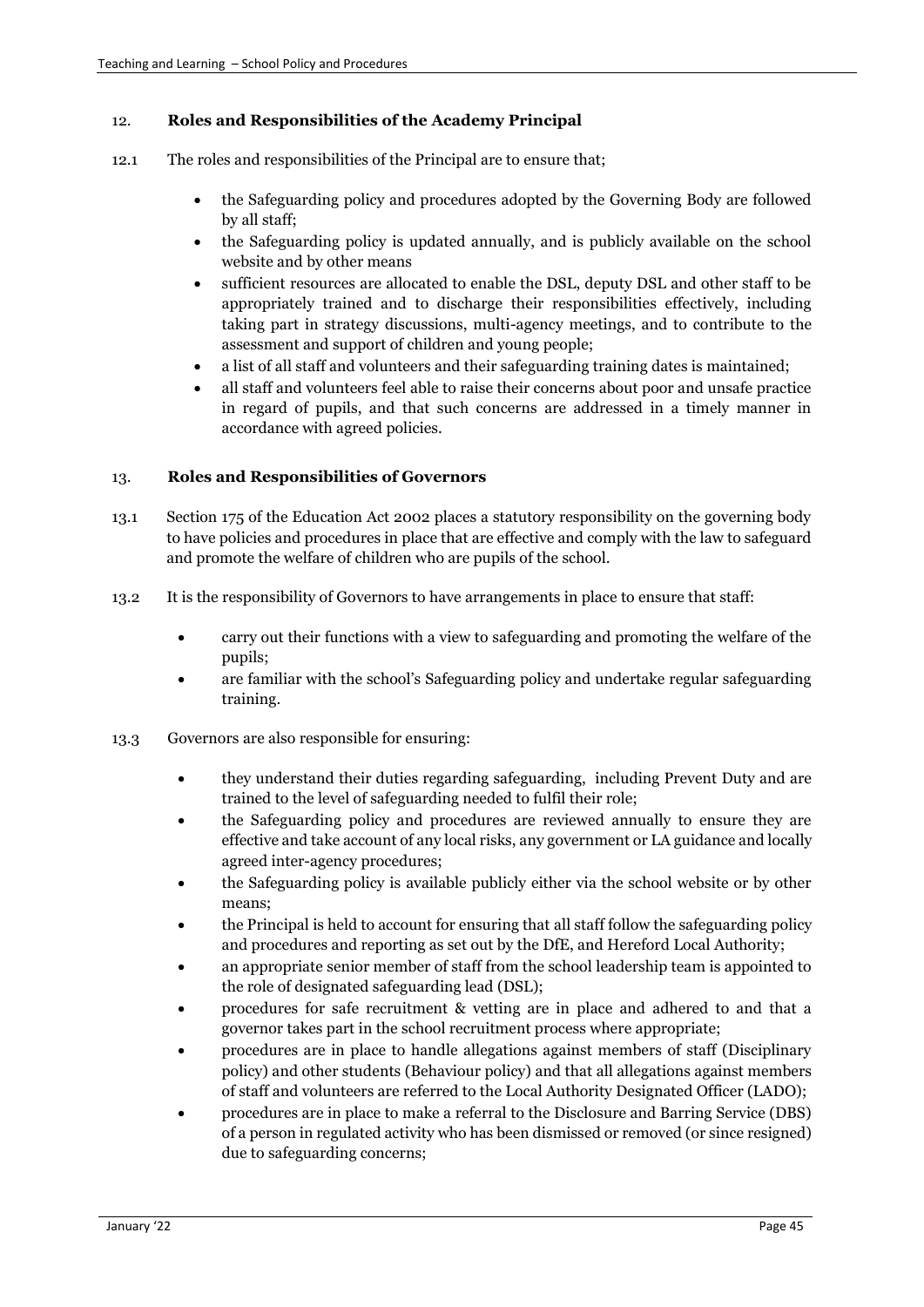## 12. Roles and Responsibilities of the Academy Principal

12.1 The roles and responsibilities of the Principal are to ensure that;

- the Safeguarding policy and procedures adopted by the Governing Body are followed by all staff;
- the Safeguarding policy is updated annually, and is publicly available on the school website and by other means
- sufficient resources are allocated to enable the DSL, deputy DSL and other staff to be appropriately trained and to discharge their responsibilities effectively, including taking part in strategy discussions, multi-agency meetings, and to contribute to the assessment and support of children and young people;
- a list of all staff and volunteers and their safeguarding training dates is maintained;
- all staff and volunteers feel able to raise their concerns about poor and unsafe practice in regard of pupils, and that such concerns are addressed in a timely manner in accordance with agreed policies.

## 13. Roles and Responsibilities of Governors

13.1 Section 175 of the Education Act 2002 places a statutory responsibility on the governing body to have policies and procedures in place that are effective and comply with the law to safeguard and promote the welfare of children who are pupils of the school.

13.2 It is the responsibility of Governors to have arrangements in place to ensure that staff:

- carry out their functions with a view to safeguarding and promoting the welfare of the pupils;
- are familiar with the school's Safeguarding policy and undertake regular safeguarding training.

13.3 Governors are also responsible for ensuring:

- they understand their duties regarding safeguarding, including Prevent Duty and are trained to the level of safeguarding needed to fulfil their role;
- the Safeguarding policy and procedures are reviewed annually to ensure they are effective and take account of any local risks, any government or LA guidance and locally agreed inter-agency procedures;
- the Safeguarding policy is available publicly either via the school website or by other means;
- the Principal is held to account for ensuring that all staff follow the safeguarding policy and procedures and reporting as set out by the DfE, and Hereford Local Authority;
- an appropriate senior member of staff from the school leadership team is appointed to the role of designated safeguarding lead (DSL);
- procedures for safe recruitment & vetting are in place and adhered to and that a governor takes part in the school recruitment process where appropriate;
- procedures are in place to handle allegations against members of staff (Disciplinary policy) and other students (Behaviour policy) and that all allegations against members of staff and volunteers are referred to the Local Authority Designated Officer (LADO);
- procedures are in place to make a referral to the Disclosure and Barring Service (DBS) of a person in regulated activity who has been dismissed or removed (or since resigned) due to safeguarding concerns;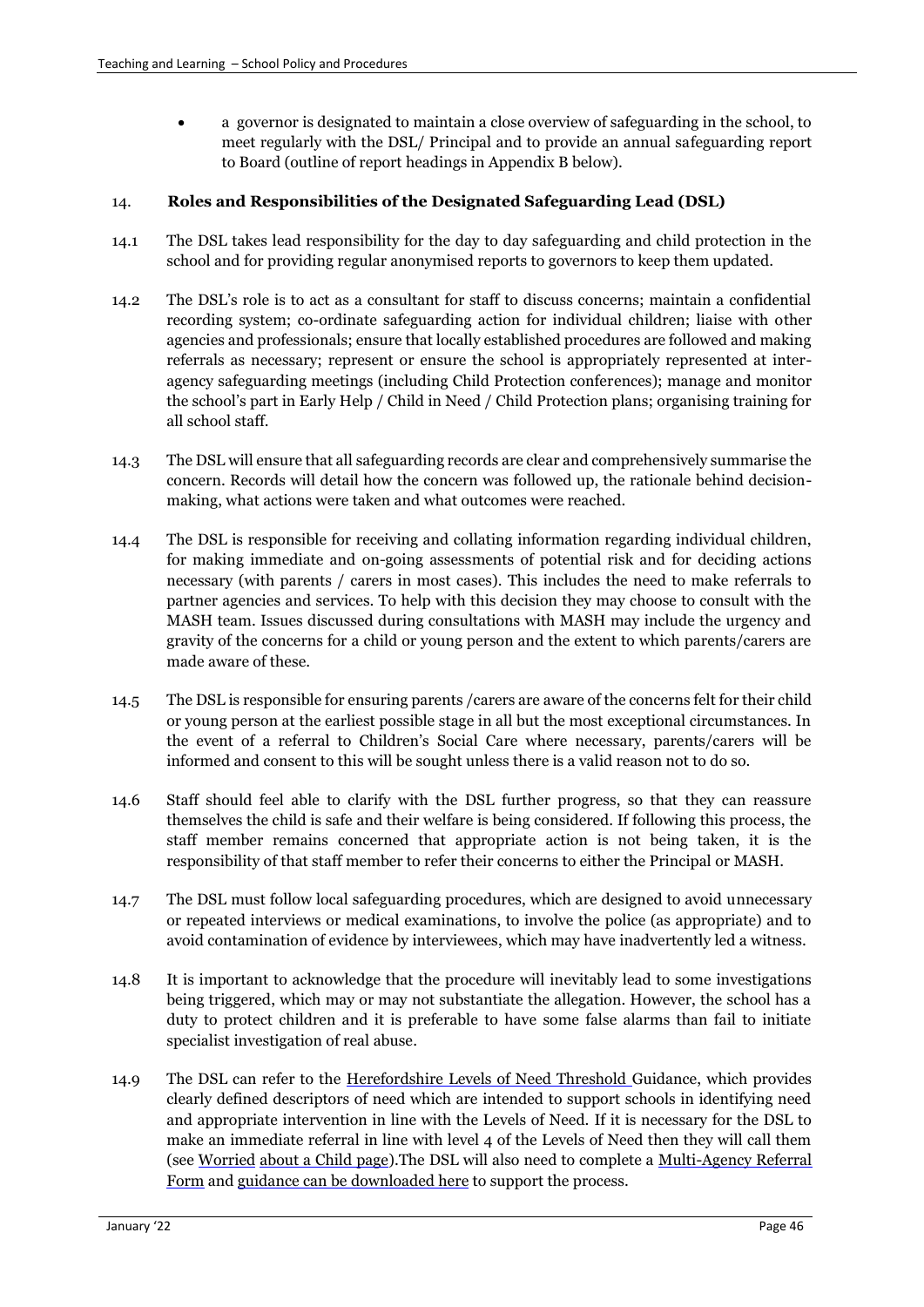- a governor is designated to maintain a close overview of safeguarding in the school, to meet regularly with the DSL/ Principal and to provide an annual safeguarding report to Board (outline of report headings in Appendix B below).

## 14. **Roles and Responsibilities of the Designated Safeguarding Lead (DSL)**

14.1 The DSL takes lead responsibility for the day to day safeguarding and child protection in the school and for providing regular anonymised reports to governors to keep them updated.

14.2 The DSL's role is to act as a consultant for staff to discuss concerns; maintain a confidential recording system; co-ordinate safeguarding action for individual children; liaise with other agencies and professionals; ensure that locally established procedures are followed and making referrals as necessary; represent or ensure the school is appropriately represented at inter-agency safeguarding meetings (including Child Protection conferences); manage and monitor the school's part in Early Help / Child in Need / Child Protection plans; organising training for all school staff.

14.3 The DSL will ensure that all safeguarding records are clear and comprehensively summarise the concern. Records will detail how the concern was followed up, the rationale behind decision-making, what actions were taken and what outcomes were reached.

14.4 The DSL is responsible for receiving and collating information regarding individual children, for making immediate and on-going assessments of potential risk and for deciding actions necessary (with parents / carers in most cases). This includes the need to make referrals to partner agencies and services. To help with this decision they may choose to consult with the MASH team. Issues discussed during consultations with MASH may include the urgency and gravity of the concerns for a child or young person and the extent to which parents/carers are made aware of these.

14.5 The DSL is responsible for ensuring parents /carers are aware of the concerns felt for their child or young person at the earliest possible stage in all but the most exceptional circumstances. In the event of a referral to Children's Social Care where necessary, parents/carers will be informed and consent to this will be sought unless there is a valid reason not to do so.

14.6 Staff should feel able to clarify with the DSL further progress, so that they can reassure themselves the child is safe and their welfare is being considered. If following this process, the staff member remains concerned that appropriate action is not being taken, it is the responsibility of that staff member to refer their concerns to either the Principal or MASH.

14.7 The DSL must follow local safeguarding procedures, which are designed to avoid unnecessary or repeated interviews or medical examinations, to involve the police (as appropriate) and to avoid contamination of evidence by interviewees, which may have inadvertently led a witness.

14.8 It is important to acknowledge that the procedure will inevitably lead to some investigations being triggered, which may or may not substantiate the allegation. However, the school has a duty to protect children and it is preferable to have some false alarms than fail to initiate specialist investigation of real abuse.

14.9 The DSL can refer to the Herefordshire Levels of Need Threshold Guidance, which provides clearly defined descriptors of need which are intended to support schools in identifying need and appropriate intervention in line with the Levels of Need. If it is necessary for the DSL to make an immediate referral in line with level 4 of the Levels of Need then they will call them (see Worried about a Child page).The DSL will also need to complete a Multi-Agency Referral Form and guidance can be downloaded here to support the process.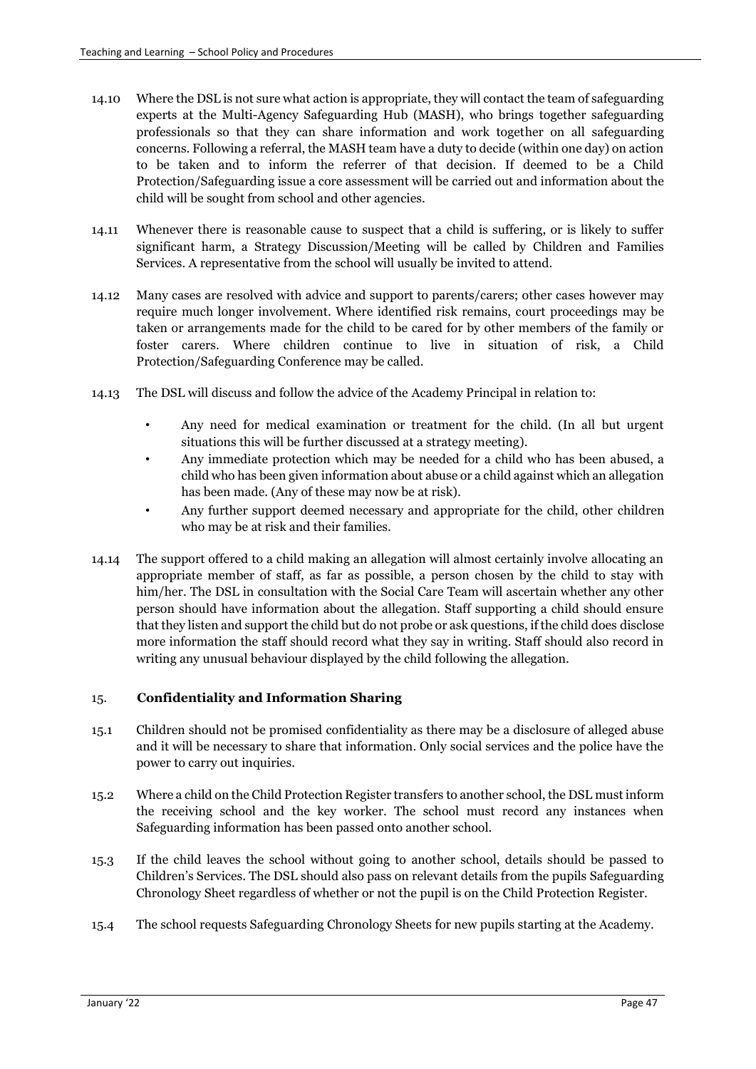14.10 Where the DSL is not sure what action is appropriate, they will contact the team of safeguarding experts at the Multi-Agency Safeguarding Hub (MASH), who brings together safeguarding professionals so that they can share information and work together on all safeguarding concerns. Following a referral, the MASH team have a duty to decide (within one day) on action to be taken and to inform the referrer of that decision. If deemed to be a Child Protection/Safeguarding issue a core assessment will be carried out and information about the child will be sought from school and other agencies.

14.11 Whenever there is reasonable cause to suspect that a child is suffering, or is likely to suffer significant harm, a Strategy Discussion/Meeting will be called by Children and Families Services. A representative from the school will usually be invited to attend.

14.12 Many cases are resolved with advice and support to parents/carers; other cases however may require much longer involvement. Where identified risk remains, court proceedings may be taken or arrangements made for the child to be cared for by other members of the family or foster carers. Where children continue to live in situation of risk, a Child Protection/Safeguarding Conference may be called.

14.13 The DSL will discuss and follow the advice of the Academy Principal in relation to:

- Any need for medical examination or treatment for the child. (In all but urgent situations this will be further discussed at a strategy meeting).
- Any immediate protection which may be needed for a child who has been abused, a child who has been given information about abuse or a child against which an allegation has been made. (Any of these may now be at risk).
- Any further support deemed necessary and appropriate for the child, other children who may be at risk and their families.

14.14 The support offered to a child making an allegation will almost certainly involve allocating an appropriate member of staff, as far as possible, a person chosen by the child to stay with him/her. The DSL in consultation with the Social Care Team will ascertain whether any other person should have information about the allegation. Staff supporting a child should ensure that they listen and support the child but do not probe or ask questions, if the child does disclose more information the staff should record what they say in writing. Staff should also record in writing any unusual behaviour displayed by the child following the allegation.

## 15. Confidentiality and Information Sharing

15.1 Children should not be promised confidentiality as there may be a disclosure of alleged abuse and it will be necessary to share that information. Only social services and the police have the power to carry out inquiries.

15.2 Where a child on the Child Protection Register transfers to another school, the DSL must inform the receiving school and the key worker. The school must record any instances when Safeguarding information has been passed onto another school.

15.3 If the child leaves the school without going to another school, details should be passed to Children's Services. The DSL should also pass on relevant details from the pupils Safeguarding Chronology Sheet regardless of whether or not the pupil is on the Child Protection Register.

15.4 The school requests Safeguarding Chronology Sheets for new pupils starting at the Academy.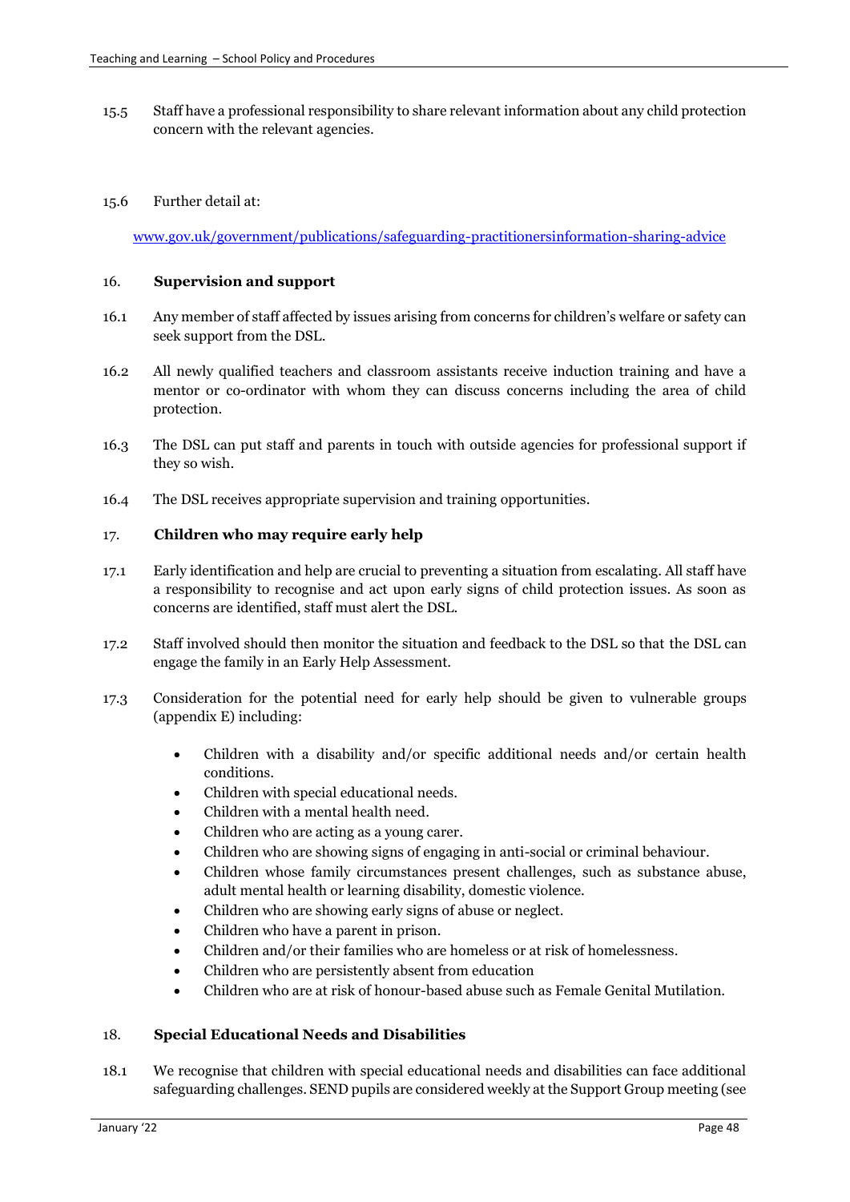15.5 Staff have a professional responsibility to share relevant information about any child protection concern with the relevant agencies.

15.6 Further detail at:

[www.gov.uk/government/publications/safeguarding-practitionersinformation-sharing-advice](www.gov.uk/government/publications/safeguarding-practitionersinformation-sharing-advice)

## 16. Supervision and support

16.1 Any member of staff affected by issues arising from concerns for children's welfare or safety can seek support from the DSL.

16.2 All newly qualified teachers and classroom assistants receive induction training and have a mentor or co-ordinator with whom they can discuss concerns including the area of child protection.

16.3 The DSL can put staff and parents in touch with outside agencies for professional support if they so wish.

16.4 The DSL receives appropriate supervision and training opportunities.

## 17. Children who may require early help

17.1 Early identification and help are crucial to preventing a situation from escalating. All staff have a responsibility to recognise and act upon early signs of child protection issues. As soon as concerns are identified, staff must alert the DSL.

17.2 Staff involved should then monitor the situation and feedback to the DSL so that the DSL can engage the family in an Early Help Assessment.

17.3 Consideration for the potential need for early help should be given to vulnerable groups (appendix E) including:

- Children with a disability and/or specific additional needs and/or certain health conditions.
- Children with special educational needs.
- Children with a mental health need.
- Children who are acting as a young carer.
- Children who are showing signs of engaging in anti-social or criminal behaviour.
- Children whose family circumstances present challenges, such as substance abuse, adult mental health or learning disability, domestic violence.
- Children who are showing early signs of abuse or neglect.
- Children who have a parent in prison.
- Children and/or their families who are homeless or at risk of homelessness.
- Children who are persistently absent from education
- Children who are at risk of honour-based abuse such as Female Genital Mutilation.

## 18. Special Educational Needs and Disabilities

18.1 We recognise that children with special educational needs and disabilities can face additional safeguarding challenges. SEND pupils are considered weekly at the Support Group meeting (see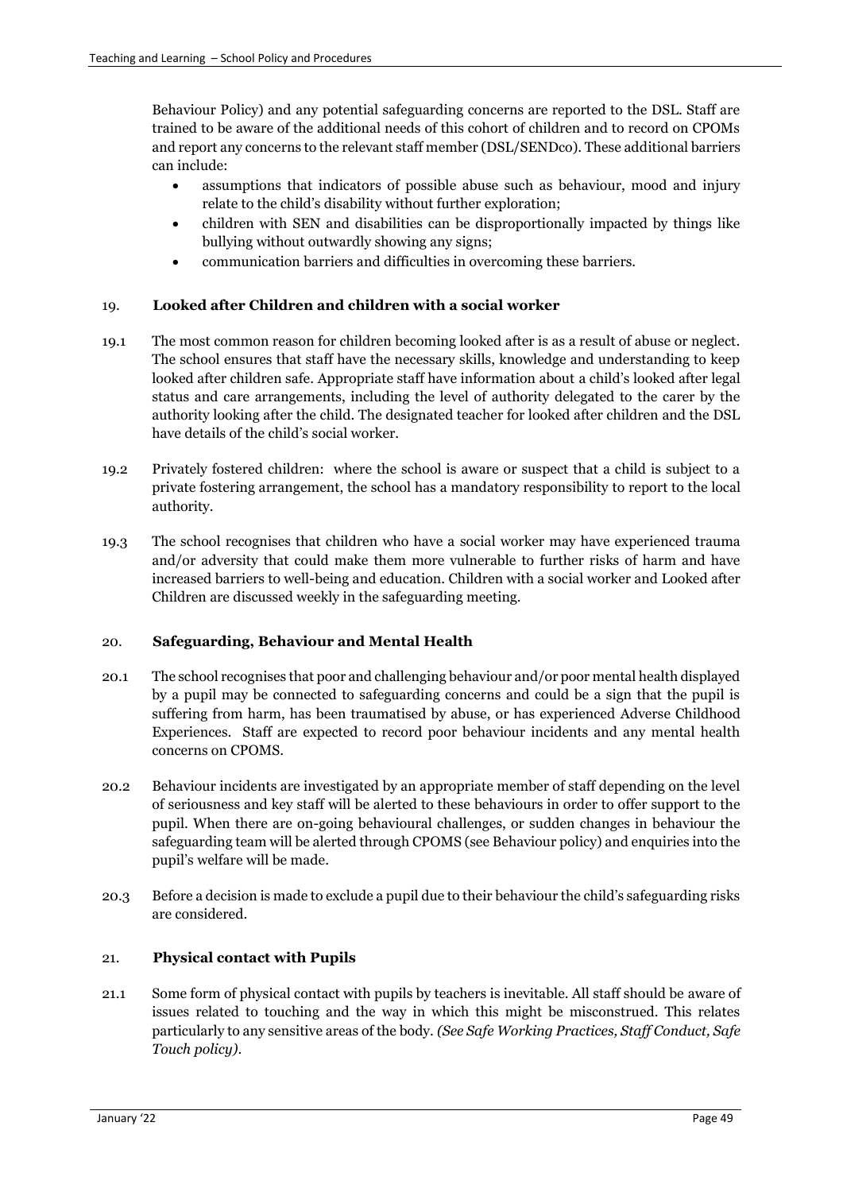Behaviour Policy) and any potential safeguarding concerns are reported to the DSL. Staff are trained to be aware of the additional needs of this cohort of children and to record on CPOMs and report any concerns to the relevant staff member (DSL/SENDco). These additional barriers can include:

- assumptions that indicators of possible abuse such as behaviour, mood and injury relate to the child's disability without further exploration;
- children with SEN and disabilities can be disproportionally impacted by things like bullying without outwardly showing any signs;
- communication barriers and difficulties in overcoming these barriers.

## 19. Looked after Children and children with a social worker

19.1 The most common reason for children becoming looked after is as a result of abuse or neglect. The school ensures that staff have the necessary skills, knowledge and understanding to keep looked after children safe. Appropriate staff have information about a child's looked after legal status and care arrangements, including the level of authority delegated to the carer by the authority looking after the child. The designated teacher for looked after children and the DSL have details of the child's social worker.

19.2 Privately fostered children: where the school is aware or suspect that a child is subject to a private fostering arrangement, the school has a mandatory responsibility to report to the local authority.

19.3 The school recognises that children who have a social worker may have experienced trauma and/or adversity that could make them more vulnerable to further risks of harm and have increased barriers to well-being and education. Children with a social worker and Looked after Children are discussed weekly in the safeguarding meeting.

## 20. Safeguarding, Behaviour and Mental Health

20.1 The school recognises that poor and challenging behaviour and/or poor mental health displayed by a pupil may be connected to safeguarding concerns and could be a sign that the pupil is suffering from harm, has been traumatised by abuse, or has experienced Adverse Childhood Experiences. Staff are expected to record poor behaviour incidents and any mental health concerns on CPOMS.

20.2 Behaviour incidents are investigated by an appropriate member of staff depending on the level of seriousness and key staff will be alerted to these behaviours in order to offer support to the pupil. When there are on-going behavioural challenges, or sudden changes in behaviour the safeguarding team will be alerted through CPOMS (see Behaviour policy) and enquiries into the pupil's welfare will be made.

20.3 Before a decision is made to exclude a pupil due to their behaviour the child's safeguarding risks are considered.

## 21. Physical contact with Pupils

21.1 Some form of physical contact with pupils by teachers is inevitable. All staff should be aware of issues related to touching and the way in which this might be misconstrued. This relates particularly to any sensitive areas of the body. *(See Safe Working Practices, Staff Conduct, Safe Touch policy).*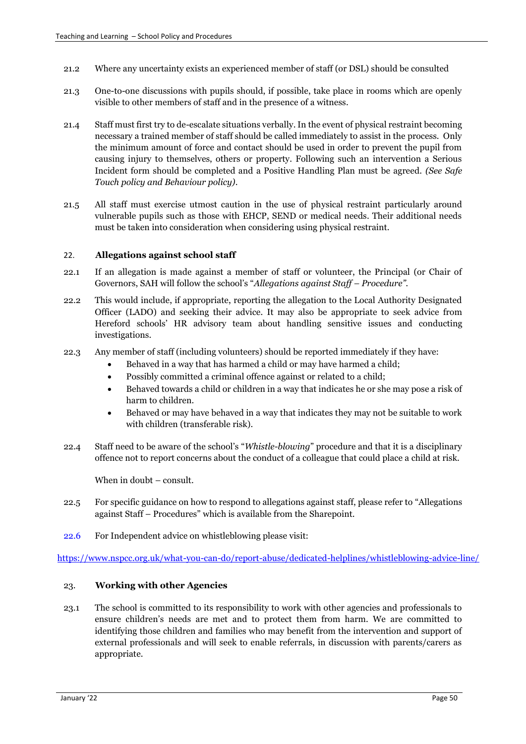21.2 Where any uncertainty exists an experienced member of staff (or DSL) should be consulted

21.3 One-to-one discussions with pupils should, if possible, take place in rooms which are openly visible to other members of staff and in the presence of a witness.

21.4 Staff must first try to de-escalate situations verbally. In the event of physical restraint becoming necessary a trained member of staff should be called immediately to assist in the process. Only the minimum amount of force and contact should be used in order to prevent the pupil from causing injury to themselves, others or property. Following such an intervention a Serious Incident form should be completed and a Positive Handling Plan must be agreed. *(See Safe Touch policy and Behaviour policy).*

21.5 All staff must exercise utmost caution in the use of physical restraint particularly around vulnerable pupils such as those with EHCP, SEND or medical needs. Their additional needs must be taken into consideration when considering using physical restraint.

## 22. Allegations against school staff

22.1 If an allegation is made against a member of staff or volunteer, the Principal (or Chair of Governors, SAH will follow the school's "*Allegations against Staff – Procedure".*

22.2 This would include, if appropriate, reporting the allegation to the Local Authority Designated Officer (LADO) and seeking their advice. It may also be appropriate to seek advice from Hereford schools' HR advisory team about handling sensitive issues and conducting investigations.

22.3 Any member of staff (including volunteers) should be reported immediately if they have:

- Behaved in a way that has harmed a child or may have harmed a child;
- Possibly committed a criminal offence against or related to a child;
- Behaved towards a child or children in a way that indicates he or she may pose a risk of harm to children.
- Behaved or may have behaved in a way that indicates they may not be suitable to work with children (transferable risk).

22.4 Staff need to be aware of the school's "*Whistle-blowing*" procedure and that it is a disciplinary offence not to report concerns about the conduct of a colleague that could place a child at risk.

When in doubt – consult.

22.5 For specific guidance on how to respond to allegations against staff, please refer to "Allegations against Staff – Procedures" which is available from the Sharepoint.

22.6 For Independent advice on whistleblowing please visit:

https://www.nspcc.org.uk/what-you-can-do/report-abuse/dedicated-helplines/whistleblowing-advice-line/

## 23. Working with other Agencies

23.1 The school is committed to its responsibility to work with other agencies and professionals to ensure children's needs are met and to protect them from harm. We are committed to identifying those children and families who may benefit from the intervention and support of external professionals and will seek to enable referrals, in discussion with parents/carers as appropriate.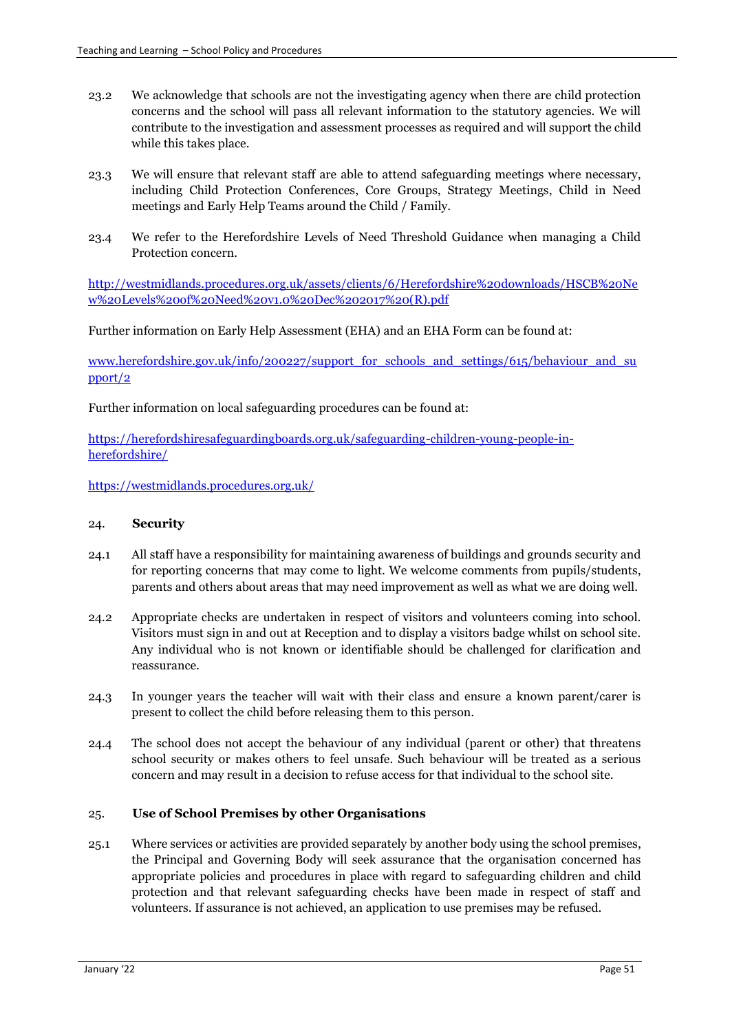23.2 We acknowledge that schools are not the investigating agency when there are child protection concerns and the school will pass all relevant information to the statutory agencies. We will contribute to the investigation and assessment processes as required and will support the child while this takes place.

23.3 We will ensure that relevant staff are able to attend safeguarding meetings where necessary, including Child Protection Conferences, Core Groups, Strategy Meetings, Child in Need meetings and Early Help Teams around the Child / Family.

23.4 We refer to the Herefordshire Levels of Need Threshold Guidance when managing a Child Protection concern.

[http://westmidlands.procedures.org.uk/assets/clients/6/Herefordshire%20downloads/HSCB%20New%20Levels%20of%20Need%20v1.0%20Dec%202017%20(R).pdf](http://westmidlands.procedures.org.uk/assets/clients/6/Herefordshire%20downloads/HSCB%20New%20Levels%20of%20Need%20v1.0%20Dec%202017%20(R).pdf)

Further information on Early Help Assessment (EHA) and an EHA Form can be found at:

[www.herefordshire.gov.uk/info/200227/support_for_schools_and_settings/615/behaviour_and_support/2](www.herefordshire.gov.uk/info/200227/support_for_schools_and_settings/615/behaviour_and_support/2)

Further information on local safeguarding procedures can be found at:

[https://herefordshiresafeguardingboards.org.uk/safeguarding-children-young-people-in-herefordshire/](https://herefordshiresafeguardingboards.org.uk/safeguarding-children-young-people-in-herefordshire/)

[https://westmidlands.procedures.org.uk/](https://westmidlands.procedures.org.uk/)

## 24. Security

24.1 All staff have a responsibility for maintaining awareness of buildings and grounds security and for reporting concerns that may come to light. We welcome comments from pupils/students, parents and others about areas that may need improvement as well as what we are doing well.

24.2 Appropriate checks are undertaken in respect of visitors and volunteers coming into school. Visitors must sign in and out at Reception and to display a visitors badge whilst on school site. Any individual who is not known or identifiable should be challenged for clarification and reassurance.

24.3 In younger years the teacher will wait with their class and ensure a known parent/carer is present to collect the child before releasing them to this person.

24.4 The school does not accept the behaviour of any individual (parent or other) that threatens school security or makes others to feel unsafe. Such behaviour will be treated as a serious concern and may result in a decision to refuse access for that individual to the school site.

## 25. Use of School Premises by other Organisations

25.1 Where services or activities are provided separately by another body using the school premises, the Principal and Governing Body will seek assurance that the organisation concerned has appropriate policies and procedures in place with regard to safeguarding children and child protection and that relevant safeguarding checks have been made in respect of staff and volunteers. If assurance is not achieved, an application to use premises may be refused.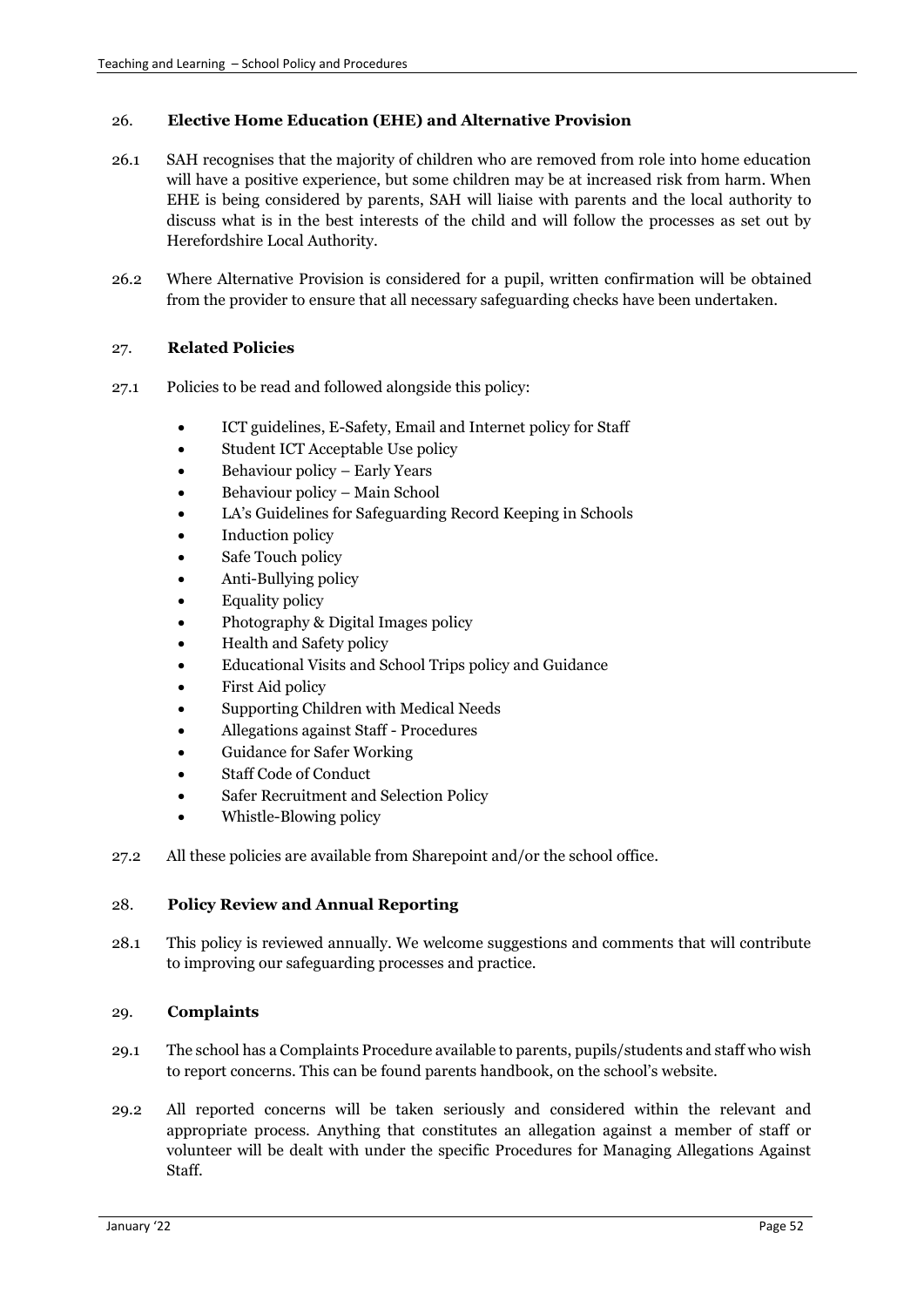## 26. Elective Home Education (EHE) and Alternative Provision

26.1 SAH recognises that the majority of children who are removed from role into home education will have a positive experience, but some children may be at increased risk from harm. When EHE is being considered by parents, SAH will liaise with parents and the local authority to discuss what is in the best interests of the child and will follow the processes as set out by Herefordshire Local Authority.

26.2 Where Alternative Provision is considered for a pupil, written confirmation will be obtained from the provider to ensure that all necessary safeguarding checks have been undertaken.

## 27. Related Policies

27.1 Policies to be read and followed alongside this policy:

- ICT guidelines, E-Safety, Email and Internet policy for Staff
- Student ICT Acceptable Use policy
- Behaviour policy – Early Years
- Behaviour policy – Main School
- LA's Guidelines for Safeguarding Record Keeping in Schools
- Induction policy
- Safe Touch policy
- Anti-Bullying policy
- Equality policy
- Photography & Digital Images policy
- Health and Safety policy
- Educational Visits and School Trips policy and Guidance
- First Aid policy
- Supporting Children with Medical Needs
- Allegations against Staff - Procedures
- Guidance for Safer Working
- Staff Code of Conduct
- Safer Recruitment and Selection Policy
- Whistle-Blowing policy

27.2 All these policies are available from Sharepoint and/or the school office.

## 28. Policy Review and Annual Reporting

28.1 This policy is reviewed annually. We welcome suggestions and comments that will contribute to improving our safeguarding processes and practice.

## 29. Complaints

29.1 The school has a Complaints Procedure available to parents, pupils/students and staff who wish to report concerns. This can be found parents handbook, on the school's website.

29.2 All reported concerns will be taken seriously and considered within the relevant and appropriate process. Anything that constitutes an allegation against a member of staff or volunteer will be dealt with under the specific Procedures for Managing Allegations Against Staff.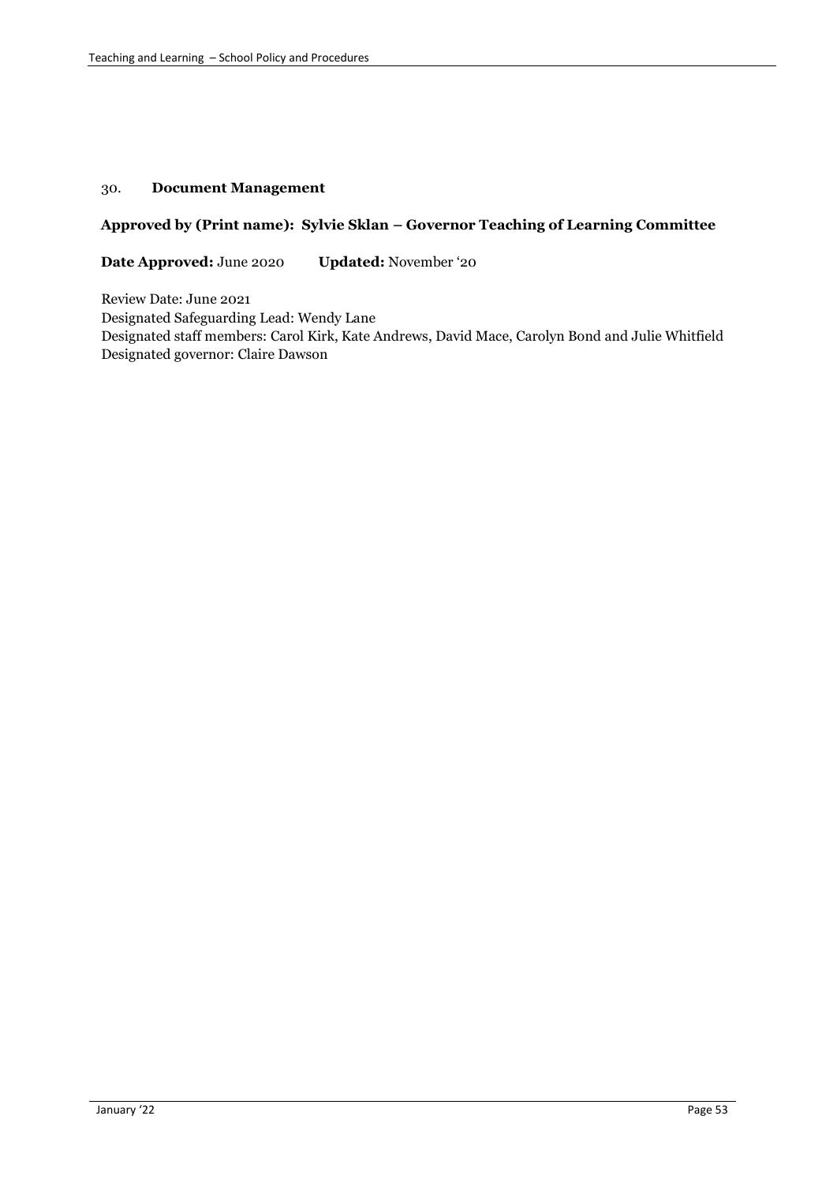## 30. **Document Management**

**Approved by (Print name): Sylvie Sklan – Governor Teaching of Learning Committee**

**Date Approved:** June 2020 **Updated:** November '20

Review Date: June 2021
Designated Safeguarding Lead: Wendy Lane
Designated staff members: Carol Kirk, Kate Andrews, David Mace, Carolyn Bond and Julie Whitfield
Designated governor: Claire Dawson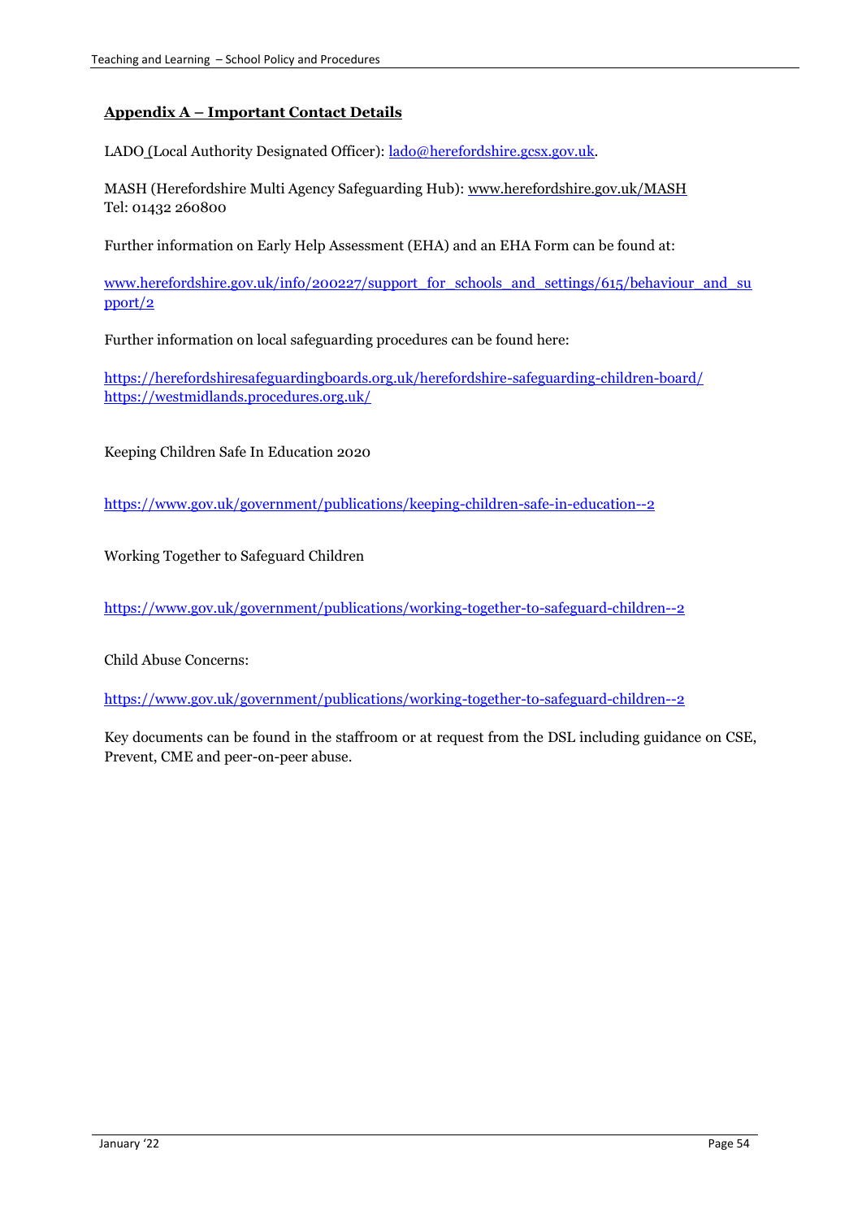## Appendix A – Important Contact Details

LADO (Local Authority Designated Officer): lado@herefordshire.gcsx.gov.uk.

MASH (Herefordshire Multi Agency Safeguarding Hub): www.herefordshire.gov.uk/MASH
Tel: 01432 260800

Further information on Early Help Assessment (EHA) and an EHA Form can be found at:

www.herefordshire.gov.uk/info/200227/support_for_schools_and_settings/615/behaviour_and_support/2

Further information on local safeguarding procedures can be found here:

https://herefordshiresafeguardingboards.org.uk/herefordshire-safeguarding-children-board/
https://westmidlands.procedures.org.uk/

Keeping Children Safe In Education 2020

https://www.gov.uk/government/publications/keeping-children-safe-in-education--2

Working Together to Safeguard Children

https://www.gov.uk/government/publications/working-together-to-safeguard-children--2

Child Abuse Concerns:

https://www.gov.uk/government/publications/working-together-to-safeguard-children--2

Key documents can be found in the staffroom or at request from the DSL including guidance on CSE, Prevent, CME and peer-on-peer abuse.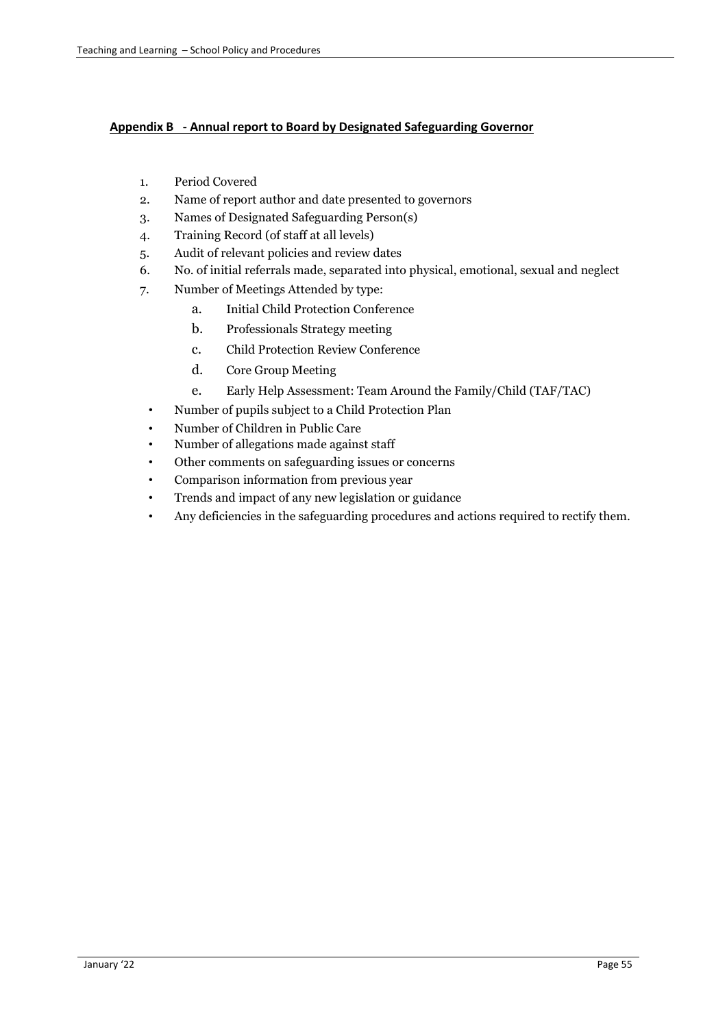## Appendix B - Annual report to Board by Designated Safeguarding Governor

1. Period Covered
2. Name of report author and date presented to governors
3. Names of Designated Safeguarding Person(s)
4. Training Record (of staff at all levels)
5. Audit of relevant policies and review dates
6. No. of initial referrals made, separated into physical, emotional, sexual and neglect
7. Number of Meetings Attended by type:
    a. Initial Child Protection Conference
    b. Professionals Strategy meeting
    c. Child Protection Review Conference
    d. Core Group Meeting
    e. Early Help Assessment: Team Around the Family/Child (TAF/TAC)

- Number of pupils subject to a Child Protection Plan
- Number of Children in Public Care
- Number of allegations made against staff
- Other comments on safeguarding issues or concerns
- Comparison information from previous year
- Trends and impact of any new legislation or guidance
- Any deficiencies in the safeguarding procedures and actions required to rectify them.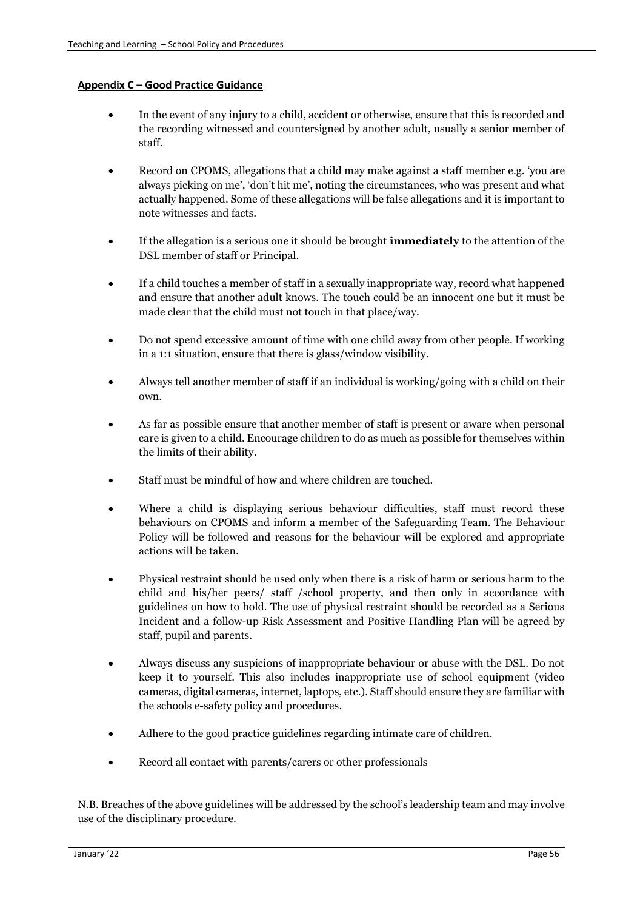## Appendix C – Good Practice Guidance

- In the event of any injury to a child, accident or otherwise, ensure that this is recorded and the recording witnessed and countersigned by another adult, usually a senior member of staff.
- Record on CPOMS, allegations that a child may make against a staff member e.g. 'you are always picking on me', 'don't hit me', noting the circumstances, who was present and what actually happened. Some of these allegations will be false allegations and it is important to note witnesses and facts.
- If the allegation is a serious one it should be brought **immediately** to the attention of the DSL member of staff or Principal.
- If a child touches a member of staff in a sexually inappropriate way, record what happened and ensure that another adult knows. The touch could be an innocent one but it must be made clear that the child must not touch in that place/way.
- Do not spend excessive amount of time with one child away from other people. If working in a 1:1 situation, ensure that there is glass/window visibility.
- Always tell another member of staff if an individual is working/going with a child on their own.
- As far as possible ensure that another member of staff is present or aware when personal care is given to a child. Encourage children to do as much as possible for themselves within the limits of their ability.
- Staff must be mindful of how and where children are touched.
- Where a child is displaying serious behaviour difficulties, staff must record these behaviours on CPOMS and inform a member of the Safeguarding Team. The Behaviour Policy will be followed and reasons for the behaviour will be explored and appropriate actions will be taken.
- Physical restraint should be used only when there is a risk of harm or serious harm to the child and his/her peers/ staff /school property, and then only in accordance with guidelines on how to hold. The use of physical restraint should be recorded as a Serious Incident and a follow-up Risk Assessment and Positive Handling Plan will be agreed by staff, pupil and parents.
- Always discuss any suspicions of inappropriate behaviour or abuse with the DSL. Do not keep it to yourself. This also includes inappropriate use of school equipment (video cameras, digital cameras, internet, laptops, etc.). Staff should ensure they are familiar with the schools e-safety policy and procedures.
- Adhere to the good practice guidelines regarding intimate care of children.
- Record all contact with parents/carers or other professionals

N.B. Breaches of the above guidelines will be addressed by the school's leadership team and may involve use of the disciplinary procedure.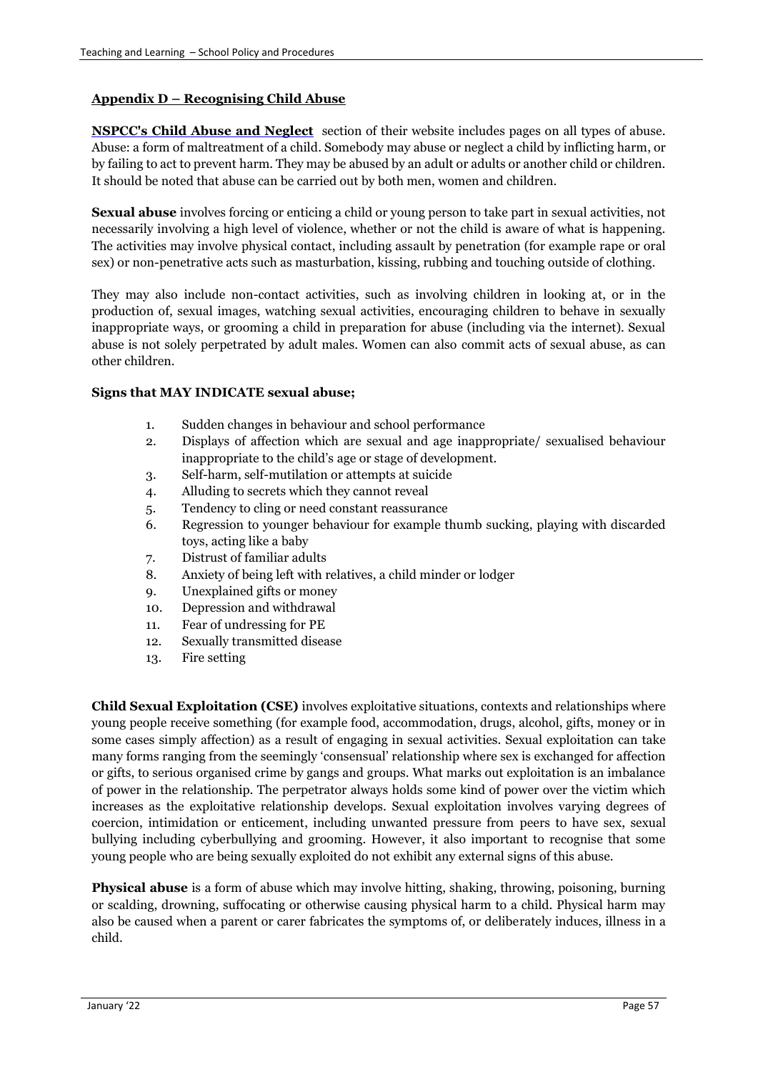## **Appendix D – Recognising Child Abuse**

**NSPCC's Child Abuse and Neglect** section of their website includes pages on all types of abuse. Abuse: a form of maltreatment of a child. Somebody may abuse or neglect a child by inflicting harm, or by failing to act to prevent harm. They may be abused by an adult or adults or another child or children. It should be noted that abuse can be carried out by both men, women and children.

**Sexual abuse** involves forcing or enticing a child or young person to take part in sexual activities, not necessarily involving a high level of violence, whether or not the child is aware of what is happening. The activities may involve physical contact, including assault by penetration (for example rape or oral sex) or non-penetrative acts such as masturbation, kissing, rubbing and touching outside of clothing.

They may also include non-contact activities, such as involving children in looking at, or in the production of, sexual images, watching sexual activities, encouraging children to behave in sexually inappropriate ways, or grooming a child in preparation for abuse (including via the internet). Sexual abuse is not solely perpetrated by adult males. Women can also commit acts of sexual abuse, as can other children.

**Signs that MAY INDICATE sexual abuse;**

1. Sudden changes in behaviour and school performance
2. Displays of affection which are sexual and age inappropriate/ sexualised behaviour inappropriate to the child's age or stage of development.
3. Self-harm, self-mutilation or attempts at suicide
4. Alluding to secrets which they cannot reveal
5. Tendency to cling or need constant reassurance
6. Regression to younger behaviour for example thumb sucking, playing with discarded toys, acting like a baby
7. Distrust of familiar adults
8. Anxiety of being left with relatives, a child minder or lodger
9. Unexplained gifts or money
10. Depression and withdrawal
11. Fear of undressing for PE
12. Sexually transmitted disease
13. Fire setting

**Child Sexual Exploitation (CSE)** involves exploitative situations, contexts and relationships where young people receive something (for example food, accommodation, drugs, alcohol, gifts, money or in some cases simply affection) as a result of engaging in sexual activities. Sexual exploitation can take many forms ranging from the seemingly 'consensual' relationship where sex is exchanged for affection or gifts, to serious organised crime by gangs and groups. What marks out exploitation is an imbalance of power in the relationship. The perpetrator always holds some kind of power over the victim which increases as the exploitative relationship develops. Sexual exploitation involves varying degrees of coercion, intimidation or enticement, including unwanted pressure from peers to have sex, sexual bullying including cyberbullying and grooming. However, it also important to recognise that some young people who are being sexually exploited do not exhibit any external signs of this abuse.

**Physical abuse** is a form of abuse which may involve hitting, shaking, throwing, poisoning, burning or scalding, drowning, suffocating or otherwise causing physical harm to a child. Physical harm may also be caused when a parent or carer fabricates the symptoms of, or deliberately induces, illness in a child.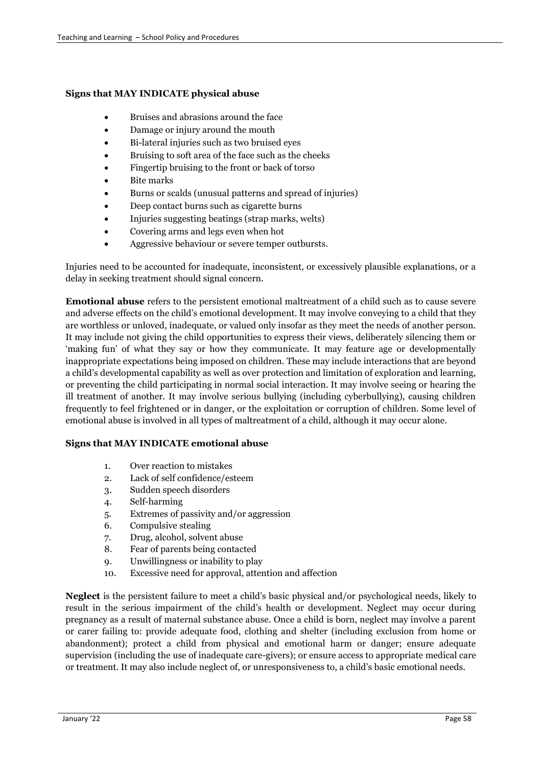**Signs that MAY INDICATE physical abuse**

- Bruises and abrasions around the face
- Damage or injury around the mouth
- Bi-lateral injuries such as two bruised eyes
- Bruising to soft area of the face such as the cheeks
- Fingertip bruising to the front or back of torso
- Bite marks
- Burns or scalds (unusual patterns and spread of injuries)
- Deep contact burns such as cigarette burns
- Injuries suggesting beatings (strap marks, welts)
- Covering arms and legs even when hot
- Aggressive behaviour or severe temper outbursts.

Injuries need to be accounted for inadequate, inconsistent, or excessively plausible explanations, or a delay in seeking treatment should signal concern.

**Emotional abuse** refers to the persistent emotional maltreatment of a child such as to cause severe and adverse effects on the child's emotional development. It may involve conveying to a child that they are worthless or unloved, inadequate, or valued only insofar as they meet the needs of another person. It may include not giving the child opportunities to express their views, deliberately silencing them or 'making fun' of what they say or how they communicate. It may feature age or developmentally inappropriate expectations being imposed on children. These may include interactions that are beyond a child's developmental capability as well as over protection and limitation of exploration and learning, or preventing the child participating in normal social interaction. It may involve seeing or hearing the ill treatment of another. It may involve serious bullying (including cyberbullying), causing children frequently to feel frightened or in danger, or the exploitation or corruption of children. Some level of emotional abuse is involved in all types of maltreatment of a child, although it may occur alone.

**Signs that MAY INDICATE emotional abuse**

1. Over reaction to mistakes
2. Lack of self confidence/esteem
3. Sudden speech disorders
4. Self-harming
5. Extremes of passivity and/or aggression
6. Compulsive stealing
7. Drug, alcohol, solvent abuse
8. Fear of parents being contacted
9. Unwillingness or inability to play
10. Excessive need for approval, attention and affection

**Neglect** is the persistent failure to meet a child's basic physical and/or psychological needs, likely to result in the serious impairment of the child's health or development. Neglect may occur during pregnancy as a result of maternal substance abuse. Once a child is born, neglect may involve a parent or carer failing to: provide adequate food, clothing and shelter (including exclusion from home or abandonment); protect a child from physical and emotional harm or danger; ensure adequate supervision (including the use of inadequate care-givers); or ensure access to appropriate medical care or treatment. It may also include neglect of, or unresponsiveness to, a child's basic emotional needs.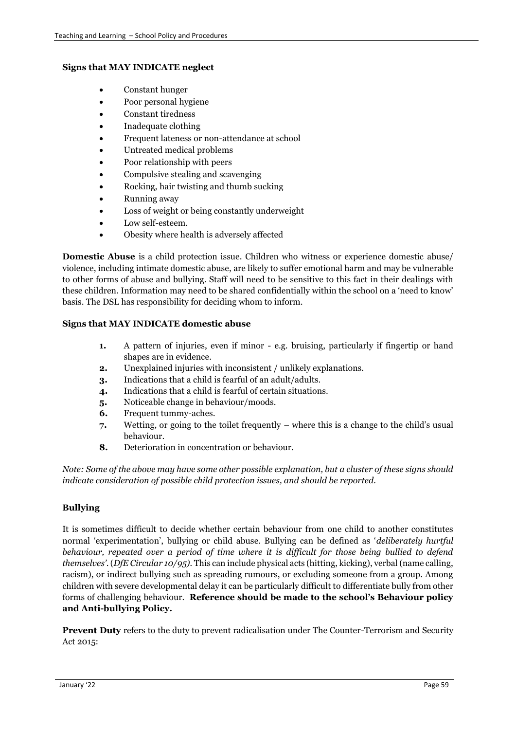**Signs that MAY INDICATE neglect**

- Constant hunger
- Poor personal hygiene
- Constant tiredness
- Inadequate clothing
- Frequent lateness or non-attendance at school
- Untreated medical problems
- Poor relationship with peers
- Compulsive stealing and scavenging
- Rocking, hair twisting and thumb sucking
- Running away
- Loss of weight or being constantly underweight
- Low self-esteem.
- Obesity where health is adversely affected

**Domestic Abuse** is a child protection issue. Children who witness or experience domestic abuse/ violence, including intimate domestic abuse, are likely to suffer emotional harm and may be vulnerable to other forms of abuse and bullying. Staff will need to be sensitive to this fact in their dealings with these children. Information may need to be shared confidentially within the school on a 'need to know' basis. The DSL has responsibility for deciding whom to inform.

**Signs that MAY INDICATE domestic abuse**

1. A pattern of injuries, even if minor - e.g. bruising, particularly if fingertip or hand shapes are in evidence.
2. Unexplained injuries with inconsistent / unlikely explanations.
3. Indications that a child is fearful of an adult/adults.
4. Indications that a child is fearful of certain situations.
5. Noticeable change in behaviour/moods.
6. Frequent tummy-aches.
7. Wetting, or going to the toilet frequently – where this is a change to the child's usual behaviour.
8. Deterioration in concentration or behaviour.

*Note: Some of the above may have some other possible explanation, but a cluster of these signs should indicate consideration of possible child protection issues, and should be reported.*

**Bullying**

It is sometimes difficult to decide whether certain behaviour from one child to another constitutes normal 'experimentation', bullying or child abuse. Bullying can be defined as '*deliberately hurtful behaviour, repeated over a period of time where it is difficult for those being bullied to defend themselves'*. (*DfE Circular 10/95)*. This can include physical acts (hitting, kicking), verbal (name calling, racism), or indirect bullying such as spreading rumours, or excluding someone from a group. Among children with severe developmental delay it can be particularly difficult to differentiate bully from other forms of challenging behaviour. **Reference should be made to the school's Behaviour policy and Anti-bullying Policy.**

**Prevent Duty** refers to the duty to prevent radicalisation under The Counter-Terrorism and Security Act 2015: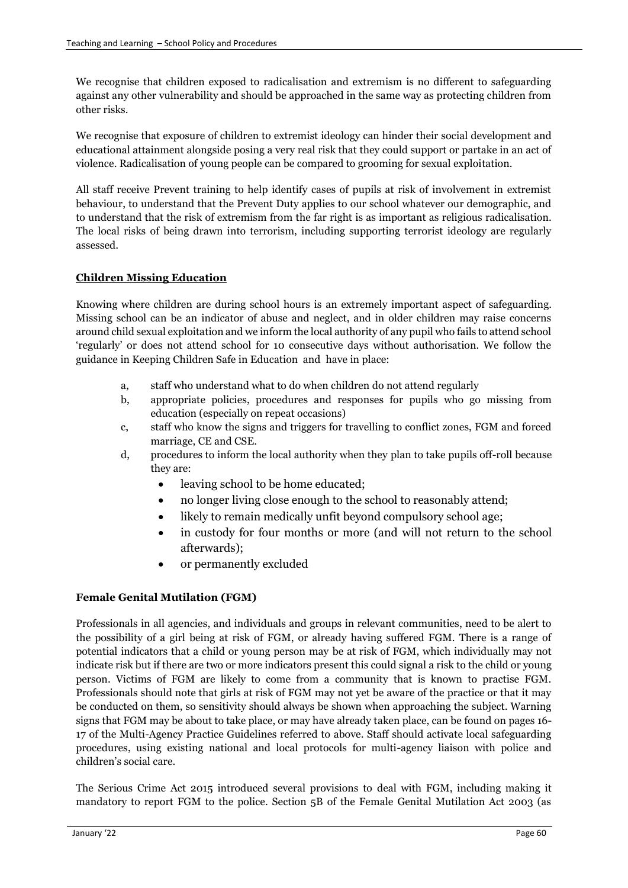We recognise that children exposed to radicalisation and extremism is no different to safeguarding against any other vulnerability and should be approached in the same way as protecting children from other risks.

We recognise that exposure of children to extremist ideology can hinder their social development and educational attainment alongside posing a very real risk that they could support or partake in an act of violence. Radicalisation of young people can be compared to grooming for sexual exploitation.

All staff receive Prevent training to help identify cases of pupils at risk of involvement in extremist behaviour, to understand that the Prevent Duty applies to our school whatever our demographic, and to understand that the risk of extremism from the far right is as important as religious radicalisation. The local risks of being drawn into terrorism, including supporting terrorist ideology are regularly assessed.

## **Children Missing Education**

Knowing where children are during school hours is an extremely important aspect of safeguarding. Missing school can be an indicator of abuse and neglect, and in older children may raise concerns around child sexual exploitation and we inform the local authority of any pupil who fails to attend school 'regularly' or does not attend school for 10 consecutive days without authorisation. We follow the guidance in Keeping Children Safe in Education and have in place:

a, staff who understand what to do when children do not attend regularly

b, appropriate policies, procedures and responses for pupils who go missing from education (especially on repeat occasions)

c, staff who know the signs and triggers for travelling to conflict zones, FGM and forced marriage, CE and CSE.

d, procedures to inform the local authority when they plan to take pupils off-roll because they are:

- leaving school to be home educated;
- no longer living close enough to the school to reasonably attend;
- likely to remain medically unfit beyond compulsory school age;
- in custody for four months or more (and will not return to the school afterwards);
- or permanently excluded

## **Female Genital Mutilation (FGM)**

Professionals in all agencies, and individuals and groups in relevant communities, need to be alert to the possibility of a girl being at risk of FGM, or already having suffered FGM. There is a range of potential indicators that a child or young person may be at risk of FGM, which individually may not indicate risk but if there are two or more indicators present this could signal a risk to the child or young person. Victims of FGM are likely to come from a community that is known to practise FGM. Professionals should note that girls at risk of FGM may not yet be aware of the practice or that it may be conducted on them, so sensitivity should always be shown when approaching the subject. Warning signs that FGM may be about to take place, or may have already taken place, can be found on pages 16-17 of the Multi-Agency Practice Guidelines referred to above. Staff should activate local safeguarding procedures, using existing national and local protocols for multi-agency liaison with police and children's social care.

The Serious Crime Act 2015 introduced several provisions to deal with FGM, including making it mandatory to report FGM to the police. Section 5B of the Female Genital Mutilation Act 2003 (as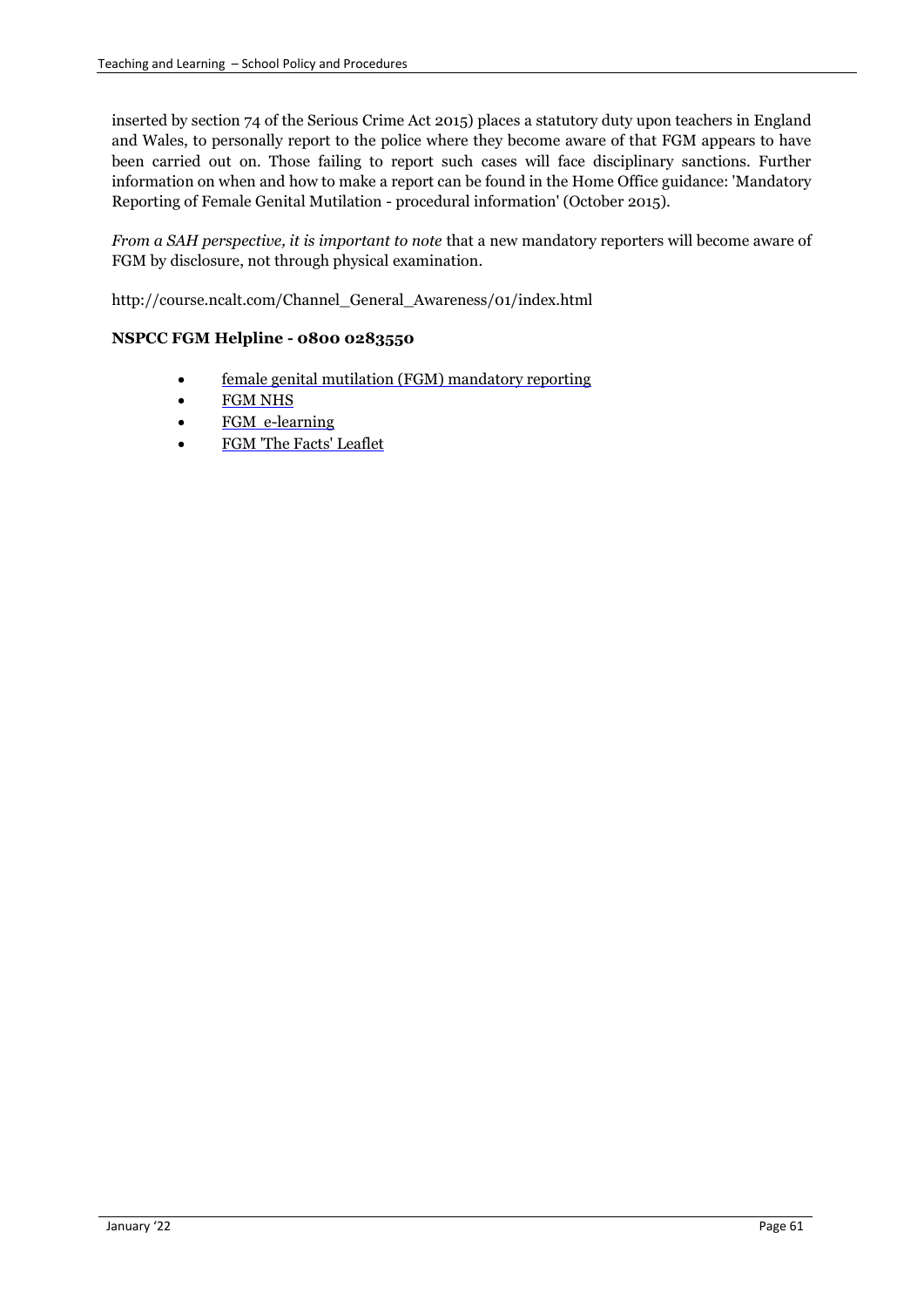inserted by section 74 of the Serious Crime Act 2015) places a statutory duty upon teachers in England and Wales, to personally report to the police where they become aware of that FGM appears to have been carried out on. Those failing to report such cases will face disciplinary sanctions. Further information on when and how to make a report can be found in the Home Office guidance: 'Mandatory Reporting of Female Genital Mutilation - procedural information' (October 2015).

*From a SAH perspective, it is important to note* that a new mandatory reporters will become aware of FGM by disclosure, not through physical examination.

http://course.ncalt.com/Channel_General_Awareness/01/index.html

**NSPCC FGM Helpline - 0800 0283550**

- female genital mutilation (FGM) mandatory reporting
- FGM NHS
- FGM e-learning
- FGM 'The Facts' Leaflet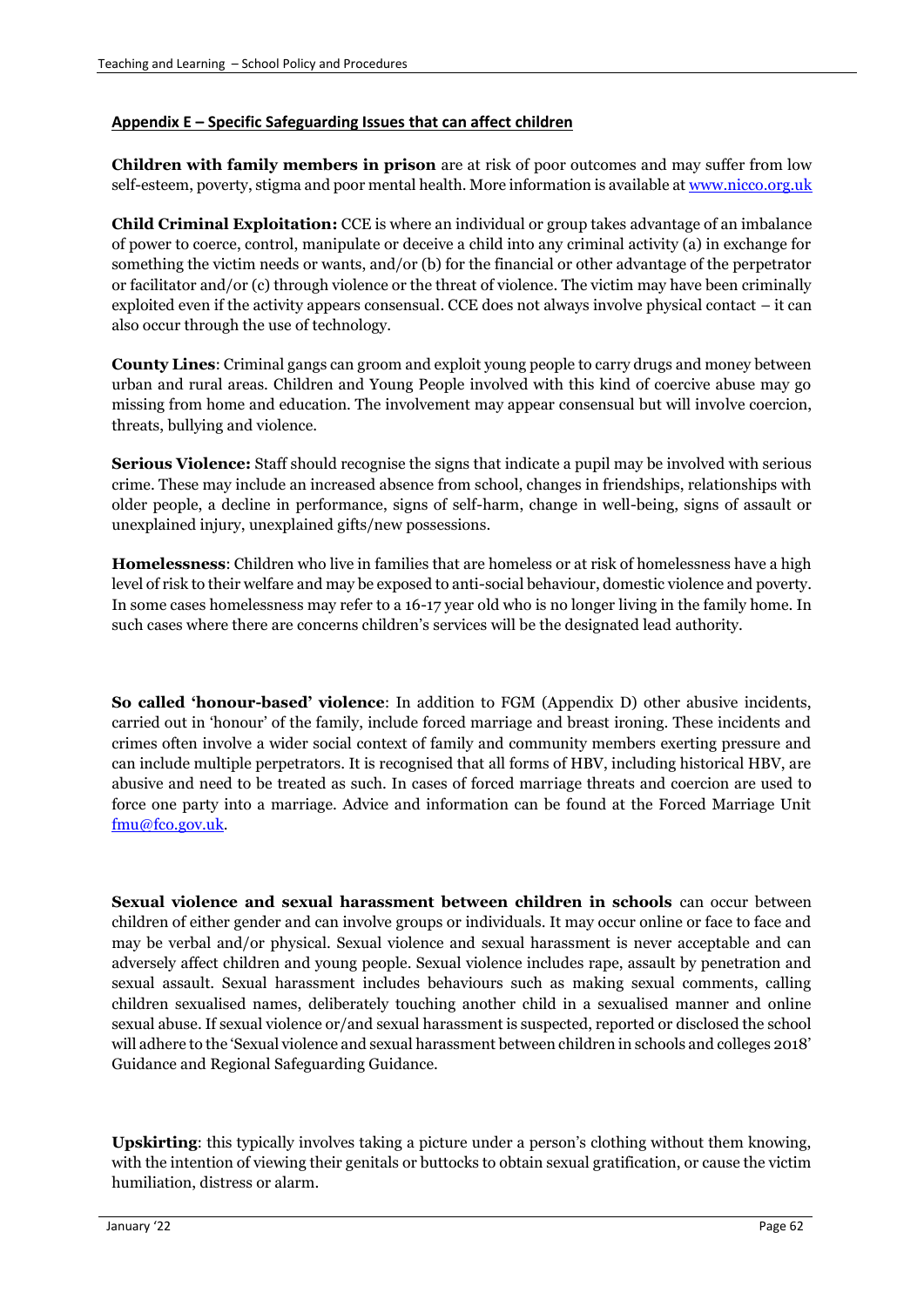## Appendix E – Specific Safeguarding Issues that can affect children

**Children with family members in prison** are at risk of poor outcomes and may suffer from low self-esteem, poverty, stigma and poor mental health. More information is available at www.nicco.org.uk

**Child Criminal Exploitation:** CCE is where an individual or group takes advantage of an imbalance of power to coerce, control, manipulate or deceive a child into any criminal activity (a) in exchange for something the victim needs or wants, and/or (b) for the financial or other advantage of the perpetrator or facilitator and/or (c) through violence or the threat of violence. The victim may have been criminally exploited even if the activity appears consensual. CCE does not always involve physical contact – it can also occur through the use of technology.

**County Lines**: Criminal gangs can groom and exploit young people to carry drugs and money between urban and rural areas. Children and Young People involved with this kind of coercive abuse may go missing from home and education. The involvement may appear consensual but will involve coercion, threats, bullying and violence.

**Serious Violence:** Staff should recognise the signs that indicate a pupil may be involved with serious crime. These may include an increased absence from school, changes in friendships, relationships with older people, a decline in performance, signs of self-harm, change in well-being, signs of assault or unexplained injury, unexplained gifts/new possessions.

**Homelessness**: Children who live in families that are homeless or at risk of homelessness have a high level of risk to their welfare and may be exposed to anti-social behaviour, domestic violence and poverty. In some cases homelessness may refer to a 16-17 year old who is no longer living in the family home. In such cases where there are concerns children's services will be the designated lead authority.

**So called 'honour-based' violence**: In addition to FGM (Appendix D) other abusive incidents, carried out in 'honour' of the family, include forced marriage and breast ironing. These incidents and crimes often involve a wider social context of family and community members exerting pressure and can include multiple perpetrators. It is recognised that all forms of HBV, including historical HBV, are abusive and need to be treated as such. In cases of forced marriage threats and coercion are used to force one party into a marriage. Advice and information can be found at the Forced Marriage Unit fmu@fco.gov.uk.

**Sexual violence and sexual harassment between children in schools** can occur between children of either gender and can involve groups or individuals. It may occur online or face to face and may be verbal and/or physical. Sexual violence and sexual harassment is never acceptable and can adversely affect children and young people. Sexual violence includes rape, assault by penetration and sexual assault. Sexual harassment includes behaviours such as making sexual comments, calling children sexualised names, deliberately touching another child in a sexualised manner and online sexual abuse. If sexual violence or/and sexual harassment is suspected, reported or disclosed the school will adhere to the 'Sexual violence and sexual harassment between children in schools and colleges 2018' Guidance and Regional Safeguarding Guidance.

**Upskirting**: this typically involves taking a picture under a person's clothing without them knowing, with the intention of viewing their genitals or buttocks to obtain sexual gratification, or cause the victim humiliation, distress or alarm.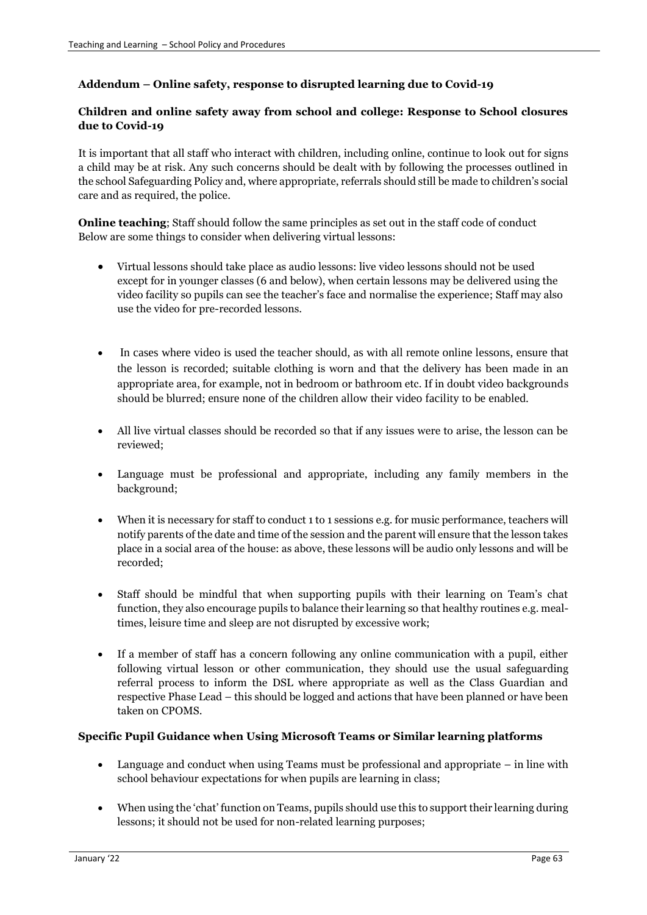### Addendum – Online safety, response to disrupted learning due to Covid-19

### Children and online safety away from school and college: Response to School closures due to Covid-19

It is important that all staff who interact with children, including online, continue to look out for signs a child may be at risk. Any such concerns should be dealt with by following the processes outlined in the school Safeguarding Policy and, where appropriate, referrals should still be made to children's social care and as required, the police.

**Online teaching**; Staff should follow the same principles as set out in the staff code of conduct
Below are some things to consider when delivering virtual lessons:

- Virtual lessons should take place as audio lessons: live video lessons should not be used except for in younger classes (6 and below), when certain lessons may be delivered using the video facility so pupils can see the teacher's face and normalise the experience; Staff may also use the video for pre-recorded lessons.
- In cases where video is used the teacher should, as with all remote online lessons, ensure that the lesson is recorded; suitable clothing is worn and that the delivery has been made in an appropriate area, for example, not in bedroom or bathroom etc. If in doubt video backgrounds should be blurred; ensure none of the children allow their video facility to be enabled.
- All live virtual classes should be recorded so that if any issues were to arise, the lesson can be reviewed;
- Language must be professional and appropriate, including any family members in the background;
- When it is necessary for staff to conduct 1 to 1 sessions e.g. for music performance, teachers will notify parents of the date and time of the session and the parent will ensure that the lesson takes place in a social area of the house: as above, these lessons will be audio only lessons and will be recorded;
- Staff should be mindful that when supporting pupils with their learning on Team's chat function, they also encourage pupils to balance their learning so that healthy routines e.g. meal-times, leisure time and sleep are not disrupted by excessive work;
- If a member of staff has a concern following any online communication with a pupil, either following virtual lesson or other communication, they should use the usual safeguarding referral process to inform the DSL where appropriate as well as the Class Guardian and respective Phase Lead – this should be logged and actions that have been planned or have been taken on CPOMS.

### Specific Pupil Guidance when Using Microsoft Teams or Similar learning platforms

- Language and conduct when using Teams must be professional and appropriate – in line with school behaviour expectations for when pupils are learning in class;
- When using the 'chat' function on Teams, pupils should use this to support their learning during lessons; it should not be used for non-related learning purposes;